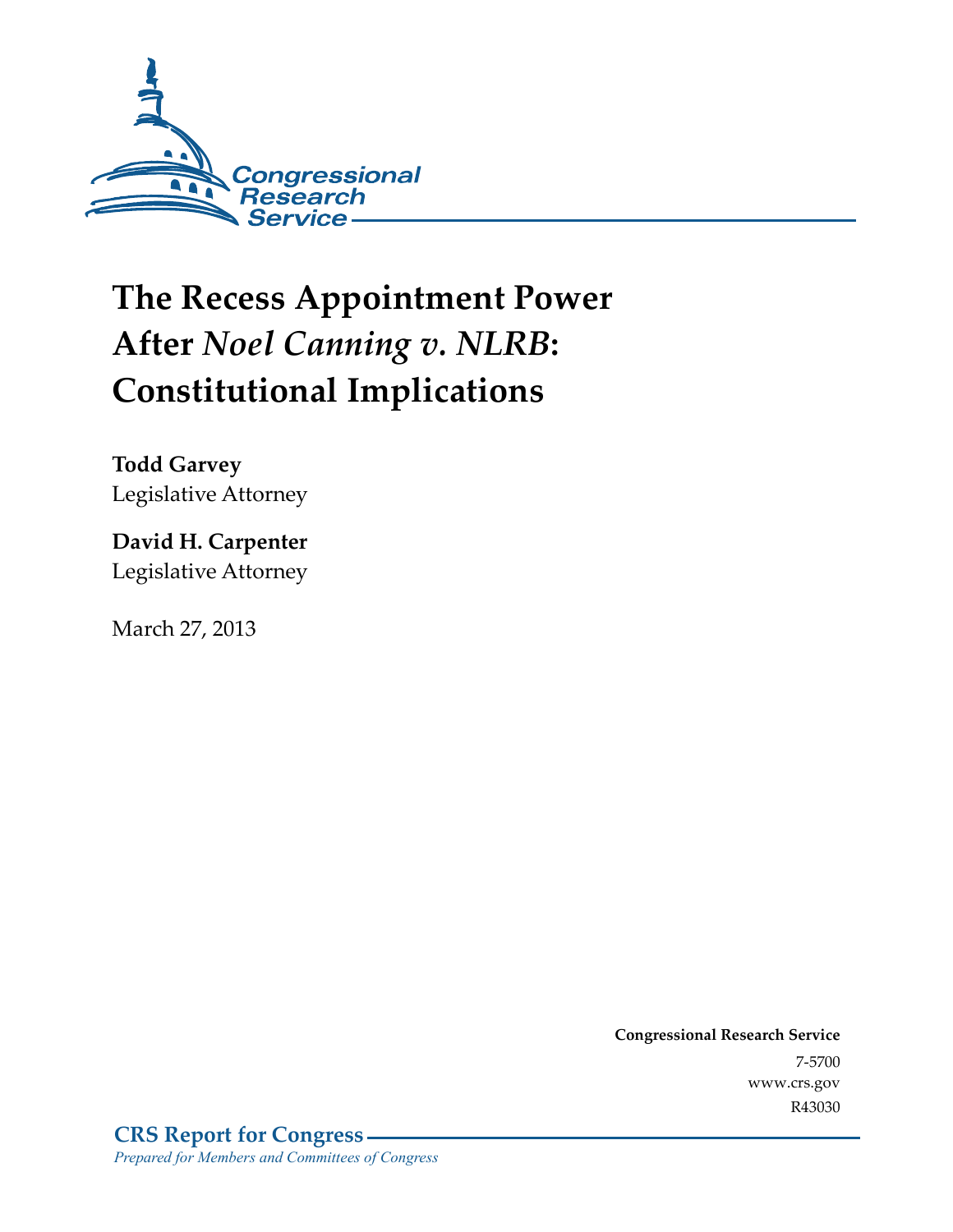Congressional Research Service

# The Recess Appointment Power After *Noel Canning v. NLRB*: Constitutional Implications

**Todd Garvey**
Legislative Attorney

**David H. Carpenter**
Legislative Attorney

March 27, 2013

**Congressional Research Service**
7-5700
www.crs.gov
R43030

**CRS Report for Congress**
*Prepared for Members and Committees of Congress*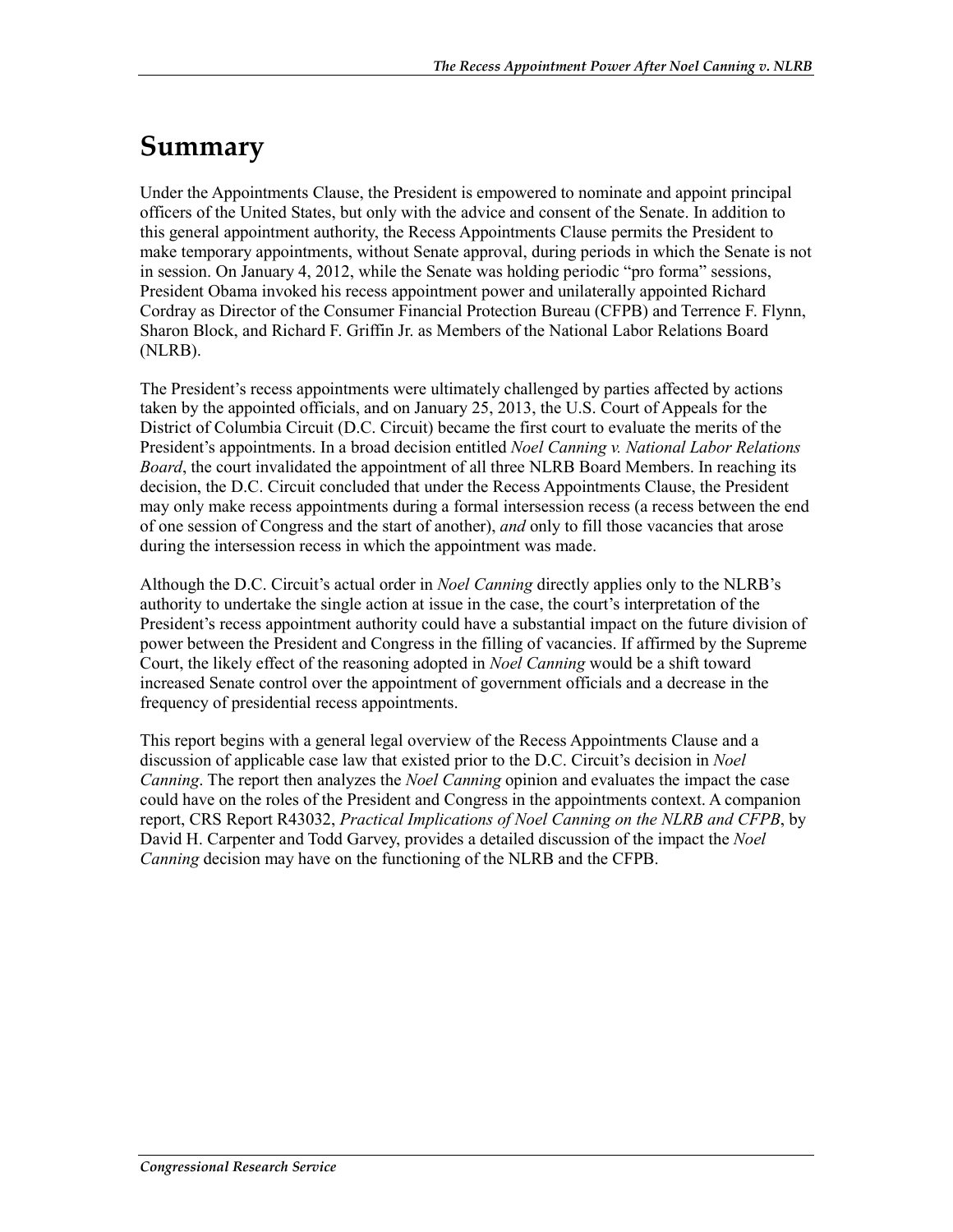# Summary

Under the Appointments Clause, the President is empowered to nominate and appoint principal officers of the United States, but only with the advice and consent of the Senate. In addition to this general appointment authority, the Recess Appointments Clause permits the President to make temporary appointments, without Senate approval, during periods in which the Senate is not in session. On January 4, 2012, while the Senate was holding periodic "pro forma" sessions, President Obama invoked his recess appointment power and unilaterally appointed Richard Cordray as Director of the Consumer Financial Protection Bureau (CFPB) and Terrence F. Flynn, Sharon Block, and Richard F. Griffin Jr. as Members of the National Labor Relations Board (NLRB).

The President's recess appointments were ultimately challenged by parties affected by actions taken by the appointed officials, and on January 25, 2013, the U.S. Court of Appeals for the District of Columbia Circuit (D.C. Circuit) became the first court to evaluate the merits of the President's appointments. In a broad decision entitled *Noel Canning v. National Labor Relations Board*, the court invalidated the appointment of all three NLRB Board Members. In reaching its decision, the D.C. Circuit concluded that under the Recess Appointments Clause, the President may only make recess appointments during a formal intersession recess (a recess between the end of one session of Congress and the start of another), *and* only to fill those vacancies that arose during the intersession recess in which the appointment was made.

Although the D.C. Circuit's actual order in *Noel Canning* directly applies only to the NLRB's authority to undertake the single action at issue in the case, the court's interpretation of the President's recess appointment authority could have a substantial impact on the future division of power between the President and Congress in the filling of vacancies. If affirmed by the Supreme Court, the likely effect of the reasoning adopted in *Noel Canning* would be a shift toward increased Senate control over the appointment of government officials and a decrease in the frequency of presidential recess appointments.

This report begins with a general legal overview of the Recess Appointments Clause and a discussion of applicable case law that existed prior to the D.C. Circuit's decision in *Noel Canning*. The report then analyzes the *Noel Canning* opinion and evaluates the impact the case could have on the roles of the President and Congress in the appointments context. A companion report, CRS Report R43032, *Practical Implications of Noel Canning on the NLRB and CFPB*, by David H. Carpenter and Todd Garvey, provides a detailed discussion of the impact the *Noel Canning* decision may have on the functioning of the NLRB and the CFPB.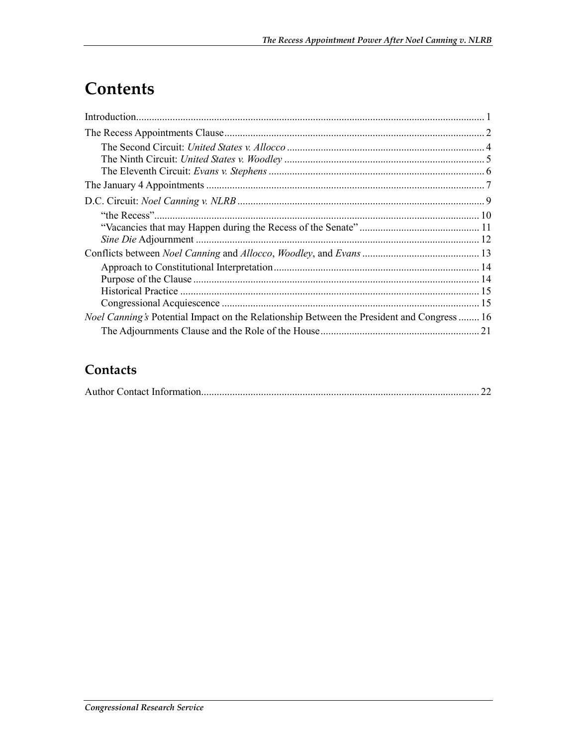# Contents

Introduction .......... 1

The Recess Appointments Clause .......... 2

- The Second Circuit: *United States v. Allocco* .......... 4
- The Ninth Circuit: *United States v. Woodley* .......... 5
- The Eleventh Circuit: *Evans v. Stephens* .......... 6

The January 4 Appointments .......... 7

D.C. Circuit: *Noel Canning v. NLRB* .......... 9

- "the Recess" .......... 10
- "Vacancies that may Happen during the Recess of the Senate" .......... 11
- *Sine Die* Adjournment .......... 12

Conflicts between *Noel Canning* and *Allocco*, *Woodley*, and *Evans* .......... 13

- Approach to Constitutional Interpretation .......... 14
- Purpose of the Clause .......... 14
- Historical Practice .......... 15
- Congressional Acquiescence .......... 15

*Noel Canning's* Potential Impact on the Relationship Between the President and Congress .......... 16

- The Adjournments Clause and the Role of the House .......... 21

## Contacts

Author Contact Information .......... 22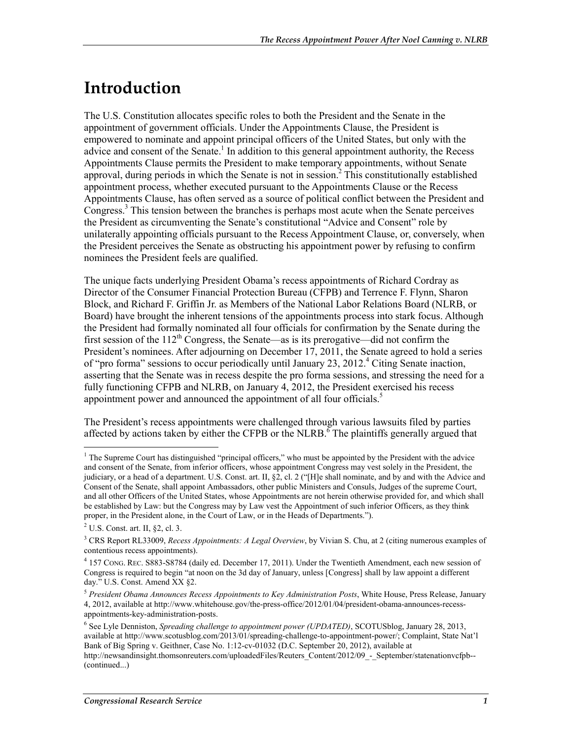# Introduction

The U.S. Constitution allocates specific roles to both the President and the Senate in the appointment of government officials. Under the Appointments Clause, the President is empowered to nominate and appoint principal officers of the United States, but only with the advice and consent of the Senate.[1] In addition to this general appointment authority, the Recess Appointments Clause permits the President to make temporary appointments, without Senate approval, during periods in which the Senate is not in session.[2] This constitutionally established appointment process, whether executed pursuant to the Appointments Clause or the Recess Appointments Clause, has often served as a source of political conflict between the President and Congress.[3] This tension between the branches is perhaps most acute when the Senate perceives the President as circumventing the Senate's constitutional "Advice and Consent" role by unilaterally appointing officials pursuant to the Recess Appointment Clause, or, conversely, when the President perceives the Senate as obstructing his appointment power by refusing to confirm nominees the President feels are qualified.

The unique facts underlying President Obama's recess appointments of Richard Cordray as Director of the Consumer Financial Protection Bureau (CFPB) and Terrence F. Flynn, Sharon Block, and Richard F. Griffin Jr. as Members of the National Labor Relations Board (NLRB, or Board) have brought the inherent tensions of the appointments process into stark focus. Although the President had formally nominated all four officials for confirmation by the Senate during the first session of the 112th Congress, the Senate—as is its prerogative—did not confirm the President's nominees. After adjourning on December 17, 2011, the Senate agreed to hold a series of "pro forma" sessions to occur periodically until January 23, 2012.[4] Citing Senate inaction, asserting that the Senate was in recess despite the pro forma sessions, and stressing the need for a fully functioning CFPB and NLRB, on January 4, 2012, the President exercised his recess appointment power and announced the appointment of all four officials.[5]

The President's recess appointments were challenged through various lawsuits filed by parties affected by actions taken by either the CFPB or the NLRB.[6] The plaintiffs generally argued that

---

[1] The Supreme Court has distinguished "principal officers," who must be appointed by the President with the advice and consent of the Senate, from inferior officers, whose appointment Congress may vest solely in the President, the judiciary, or a head of a department. U.S. Const. art. II, §2, cl. 2 ("[H]e shall nominate, and by and with the Advice and Consent of the Senate, shall appoint Ambassadors, other public Ministers and Consuls, Judges of the supreme Court, and all other Officers of the United States, whose Appointments are not herein otherwise provided for, and which shall be established by Law: but the Congress may by Law vest the Appointment of such inferior Officers, as they think proper, in the President alone, in the Court of Law, or in the Heads of Departments.").

[2] U.S. Const. art. II, §2, cl. 3.

[3] CRS Report RL33009, *Recess Appointments: A Legal Overview*, by Vivian S. Chu, at 2 (citing numerous examples of contentious recess appointments).

[4] 157 CONG. REC. S883-S8784 (daily ed. December 17, 2011). Under the Twentieth Amendment, each new session of Congress is required to begin "at noon on the 3d day of January, unless [Congress] shall by law appoint a different day." U.S. Const. Amend XX §2.

[5] *President Obama Announces Recess Appointments to Key Administration Posts*, White House, Press Release, January 4, 2012, available at http://www.whitehouse.gov/the-press-office/2012/01/04/president-obama-announces-recess-appointments-key-administration-posts.

[6] See Lyle Denniston, *Spreading challenge to appointment power (UPDATED)*, SCOTUSblog, January 28, 2013, available at http://www.scotusblog.com/2013/01/spreading-challenge-to-appointment-power/; Complaint, State Nat'l Bank of Big Spring v. Geithner, Case No. 1:12-cv-01032 (D.C. September 20, 2012), available at http://newsandinsight.thomsonreuters.com/uploadedFiles/Reuters_Content/2012/09_-_September/statenationvcfpb--(continued...)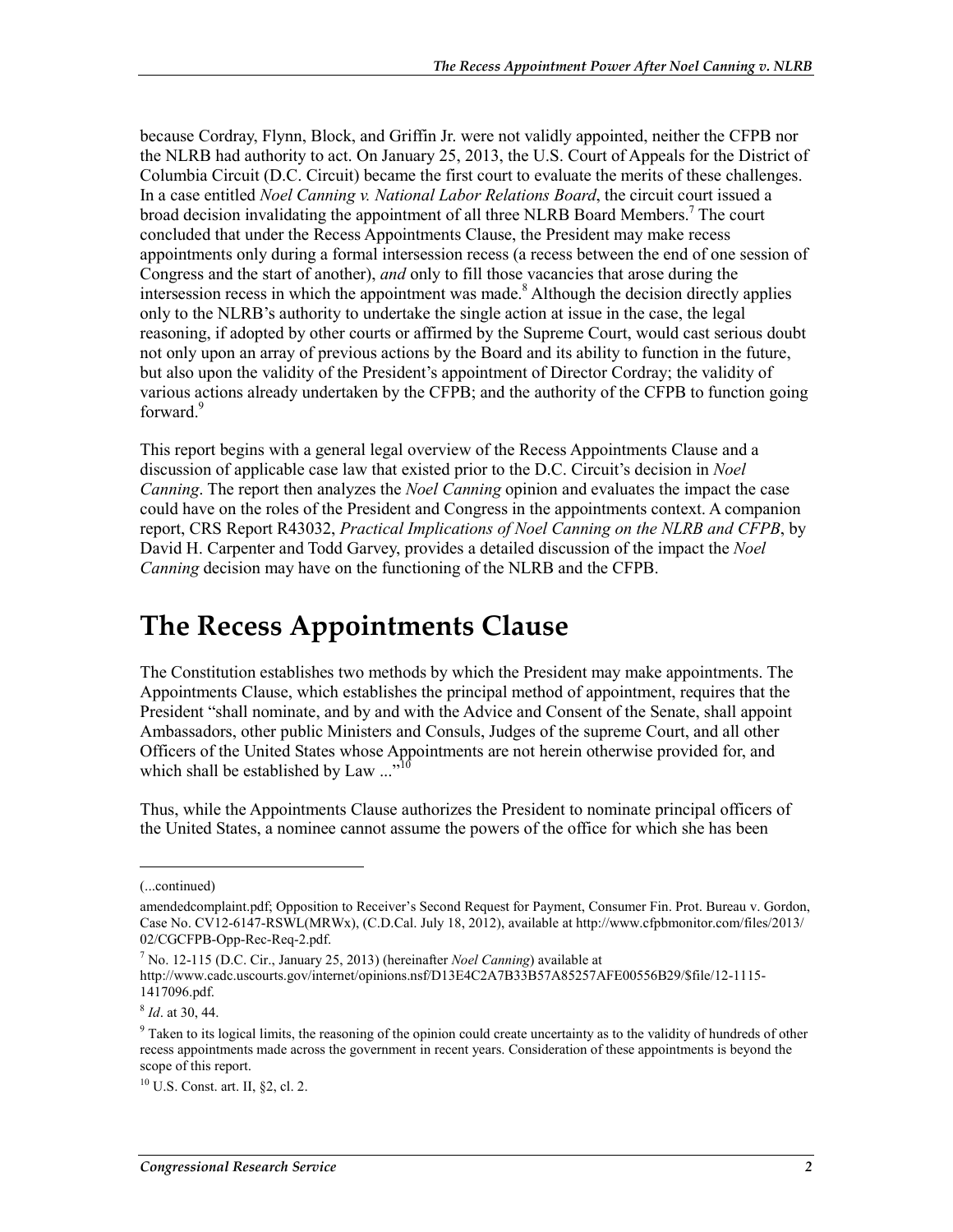because Cordray, Flynn, Block, and Griffin Jr. were not validly appointed, neither the CFPB nor the NLRB had authority to act. On January 25, 2013, the U.S. Court of Appeals for the District of Columbia Circuit (D.C. Circuit) became the first court to evaluate the merits of these challenges. In a case entitled *Noel Canning v. National Labor Relations Board*, the circuit court issued a broad decision invalidating the appointment of all three NLRB Board Members.[7] The court concluded that under the Recess Appointments Clause, the President may make recess appointments only during a formal intersession recess (a recess between the end of one session of Congress and the start of another), *and* only to fill those vacancies that arose during the intersession recess in which the appointment was made.[8] Although the decision directly applies only to the NLRB's authority to undertake the single action at issue in the case, the legal reasoning, if adopted by other courts or affirmed by the Supreme Court, would cast serious doubt not only upon an array of previous actions by the Board and its ability to function in the future, but also upon the validity of the President's appointment of Director Cordray; the validity of various actions already undertaken by the CFPB; and the authority of the CFPB to function going forward.[9]

This report begins with a general legal overview of the Recess Appointments Clause and a discussion of applicable case law that existed prior to the D.C. Circuit's decision in *Noel Canning*. The report then analyzes the *Noel Canning* opinion and evaluates the impact the case could have on the roles of the President and Congress in the appointments context. A companion report, CRS Report R43032, *Practical Implications of Noel Canning on the NLRB and CFPB*, by David H. Carpenter and Todd Garvey, provides a detailed discussion of the impact the *Noel Canning* decision may have on the functioning of the NLRB and the CFPB.

# The Recess Appointments Clause

The Constitution establishes two methods by which the President may make appointments. The Appointments Clause, which establishes the principal method of appointment, requires that the President "shall nominate, and by and with the Advice and Consent of the Senate, shall appoint Ambassadors, other public Ministers and Consuls, Judges of the supreme Court, and all other Officers of the United States whose Appointments are not herein otherwise provided for, and which shall be established by Law ..."[10]

Thus, while the Appointments Clause authorizes the President to nominate principal officers of the United States, a nominee cannot assume the powers of the office for which she has been

---

(...continued)

amendedcomplaint.pdf; Opposition to Receiver's Second Request for Payment, Consumer Fin. Prot. Bureau v. Gordon, Case No. CV12-6147-RSWL(MRWx), (C.D.Cal. July 18, 2012), available at http://www.cfpbmonitor.com/files/2013/02/CGCFPB-Opp-Rec-Req-2.pdf.

[7] No. 12-115 (D.C. Cir., January 25, 2013) (hereinafter *Noel Canning*) available at http://www.cadc.uscourts.gov/internet/opinions.nsf/D13E4C2A7B33B57A85257AFE00556B29/$file/12-1115-1417096.pdf.

[8] *Id*. at 30, 44.

[9] Taken to its logical limits, the reasoning of the opinion could create uncertainty as to the validity of hundreds of other recess appointments made across the government in recent years. Consideration of these appointments is beyond the scope of this report.

[10] U.S. Const. art. II, §2, cl. 2.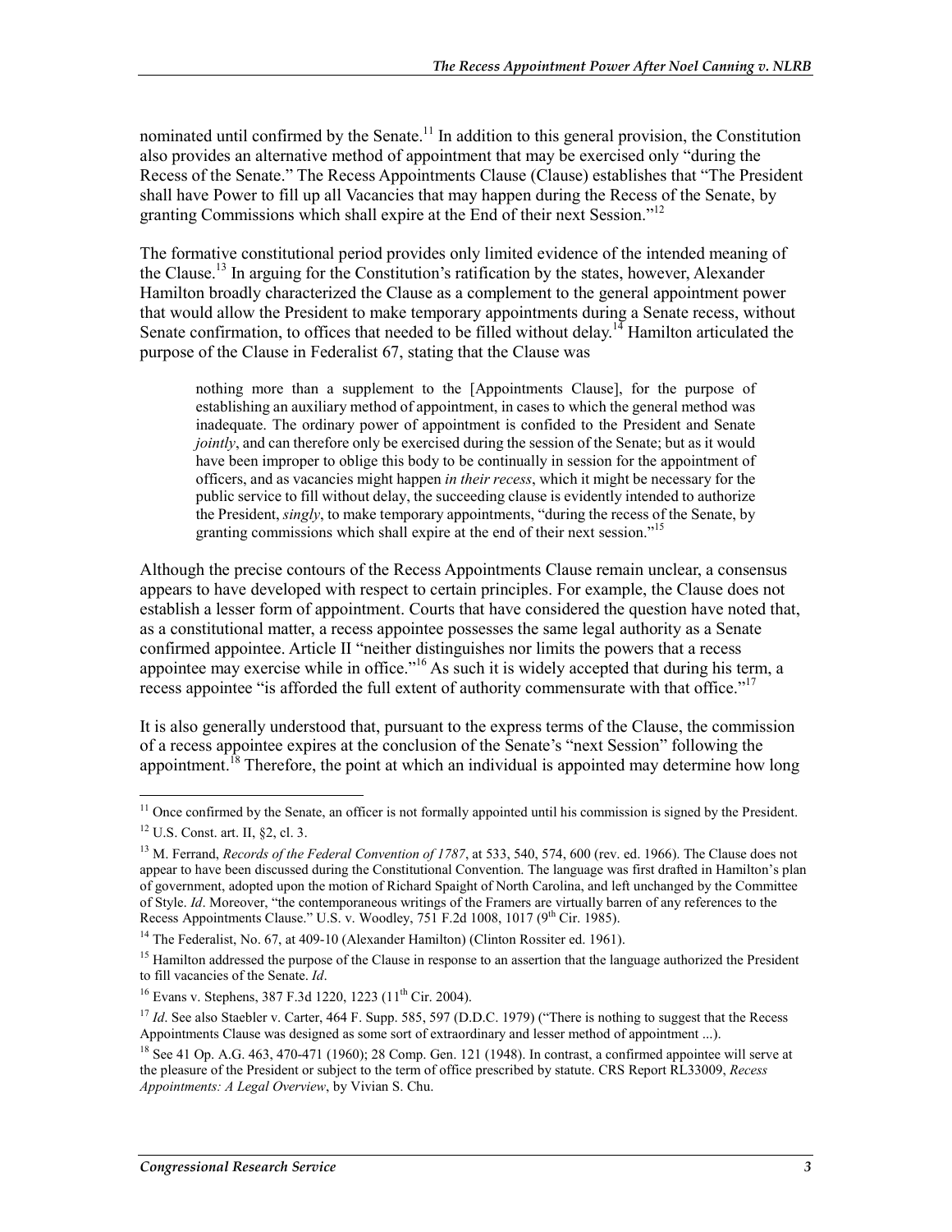nominated until confirmed by the Senate.[11] In addition to this general provision, the Constitution also provides an alternative method of appointment that may be exercised only "during the Recess of the Senate." The Recess Appointments Clause (Clause) establishes that "The President shall have Power to fill up all Vacancies that may happen during the Recess of the Senate, by granting Commissions which shall expire at the End of their next Session."[12]

The formative constitutional period provides only limited evidence of the intended meaning of the Clause.[13] In arguing for the Constitution's ratification by the states, however, Alexander Hamilton broadly characterized the Clause as a complement to the general appointment power that would allow the President to make temporary appointments during a Senate recess, without Senate confirmation, to offices that needed to be filled without delay.[14] Hamilton articulated the purpose of the Clause in Federalist 67, stating that the Clause was

> nothing more than a supplement to the [Appointments Clause], for the purpose of establishing an auxiliary method of appointment, in cases to which the general method was inadequate. The ordinary power of appointment is confided to the President and Senate *jointly*, and can therefore only be exercised during the session of the Senate; but as it would have been improper to oblige this body to be continually in session for the appointment of officers, and as vacancies might happen *in their recess*, which it might be necessary for the public service to fill without delay, the succeeding clause is evidently intended to authorize the President, *singly*, to make temporary appointments, "during the recess of the Senate, by granting commissions which shall expire at the end of their next session."[15]

Although the precise contours of the Recess Appointments Clause remain unclear, a consensus appears to have developed with respect to certain principles. For example, the Clause does not establish a lesser form of appointment. Courts that have considered the question have noted that, as a constitutional matter, a recess appointee possesses the same legal authority as a Senate confirmed appointee. Article II "neither distinguishes nor limits the powers that a recess appointee may exercise while in office."[16] As such it is widely accepted that during his term, a recess appointee "is afforded the full extent of authority commensurate with that office."[17]

It is also generally understood that, pursuant to the express terms of the Clause, the commission of a recess appointee expires at the conclusion of the Senate's "next Session" following the appointment.[18] Therefore, the point at which an individual is appointed may determine how long

---

[11] Once confirmed by the Senate, an officer is not formally appointed until his commission is signed by the President.

[12] U.S. Const. art. II, §2, cl. 3.

[13] M. Ferrand, *Records of the Federal Convention of 1787*, at 533, 540, 574, 600 (rev. ed. 1966). The Clause does not appear to have been discussed during the Constitutional Convention. The language was first drafted in Hamilton's plan of government, adopted upon the motion of Richard Spaight of North Carolina, and left unchanged by the Committee of Style. *Id*. Moreover, "the contemporaneous writings of the Framers are virtually barren of any references to the Recess Appointments Clause." U.S. v. Woodley, 751 F.2d 1008, 1017 (9th Cir. 1985).

[14] The Federalist, No. 67, at 409-10 (Alexander Hamilton) (Clinton Rossiter ed. 1961).

[15] Hamilton addressed the purpose of the Clause in response to an assertion that the language authorized the President to fill vacancies of the Senate. *Id*.

[16] Evans v. Stephens, 387 F.3d 1220, 1223 (11th Cir. 2004).

[17] *Id*. See also Staebler v. Carter, 464 F. Supp. 585, 597 (D.D.C. 1979) ("There is nothing to suggest that the Recess Appointments Clause was designed as some sort of extraordinary and lesser method of appointment ...).

[18] See 41 Op. A.G. 463, 470-471 (1960); 28 Comp. Gen. 121 (1948). In contrast, a confirmed appointee will serve at the pleasure of the President or subject to the term of office prescribed by statute. CRS Report RL33009, *Recess Appointments: A Legal Overview*, by Vivian S. Chu.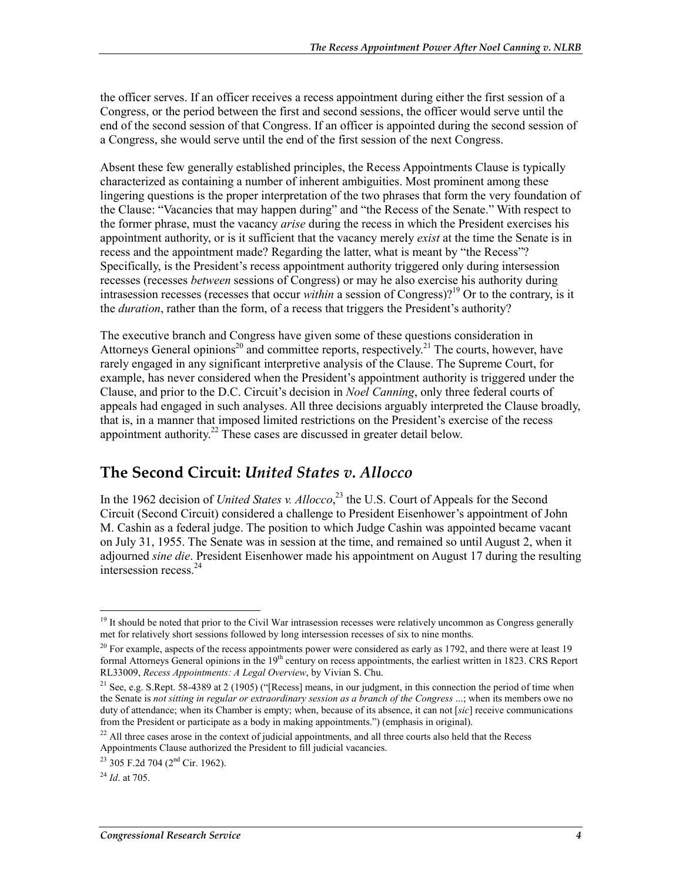the officer serves. If an officer receives a recess appointment during either the first session of a Congress, or the period between the first and second sessions, the officer would serve until the end of the second session of that Congress. If an officer is appointed during the second session of a Congress, she would serve until the end of the first session of the next Congress.

Absent these few generally established principles, the Recess Appointments Clause is typically characterized as containing a number of inherent ambiguities. Most prominent among these lingering questions is the proper interpretation of the two phrases that form the very foundation of the Clause: "Vacancies that may happen during" and "the Recess of the Senate." With respect to the former phrase, must the vacancy *arise* during the recess in which the President exercises his appointment authority, or is it sufficient that the vacancy merely *exist* at the time the Senate is in recess and the appointment made? Regarding the latter, what is meant by "the Recess"? Specifically, is the President's recess appointment authority triggered only during intersession recesses (recesses *between* sessions of Congress) or may he also exercise his authority during intrasession recesses (recesses that occur *within* a session of Congress)?[19] Or to the contrary, is it the *duration*, rather than the form, of a recess that triggers the President's authority?

The executive branch and Congress have given some of these questions consideration in Attorneys General opinions[20] and committee reports, respectively.[21] The courts, however, have rarely engaged in any significant interpretive analysis of the Clause. The Supreme Court, for example, has never considered when the President's appointment authority is triggered under the Clause, and prior to the D.C. Circuit's decision in *Noel Canning*, only three federal courts of appeals had engaged in such analyses. All three decisions arguably interpreted the Clause broadly, that is, in a manner that imposed limited restrictions on the President's exercise of the recess appointment authority.[22] These cases are discussed in greater detail below.

## The Second Circuit: *United States v. Allocco*

In the 1962 decision of *United States v. Allocco*,[23] the U.S. Court of Appeals for the Second Circuit (Second Circuit) considered a challenge to President Eisenhower's appointment of John M. Cashin as a federal judge. The position to which Judge Cashin was appointed became vacant on July 31, 1955. The Senate was in session at the time, and remained so until August 2, when it adjourned *sine die*. President Eisenhower made his appointment on August 17 during the resulting intersession recess.[24]

---

[19] It should be noted that prior to the Civil War intrasession recesses were relatively uncommon as Congress generally met for relatively short sessions followed by long intersession recesses of six to nine months.

[20] For example, aspects of the recess appointments power were considered as early as 1792, and there were at least 19 formal Attorneys General opinions in the 19th century on recess appointments, the earliest written in 1823. CRS Report RL33009, *Recess Appointments: A Legal Overview*, by Vivian S. Chu.

[21] See, e.g. S.Rept. 58-4389 at 2 (1905) ("[Recess] means, in our judgment, in this connection the period of time when the Senate is *not sitting in regular or extraordinary session as a branch of the Congress* ...; when its members owe no duty of attendance; when its Chamber is empty; when, because of its absence, it can not [*sic*] receive communications from the President or participate as a body in making appointments.") (emphasis in original).

[22] All three cases arose in the context of judicial appointments, and all three courts also held that the Recess Appointments Clause authorized the President to fill judicial vacancies.

[23] 305 F.2d 704 (2nd Cir. 1962).

[24] *Id*. at 705.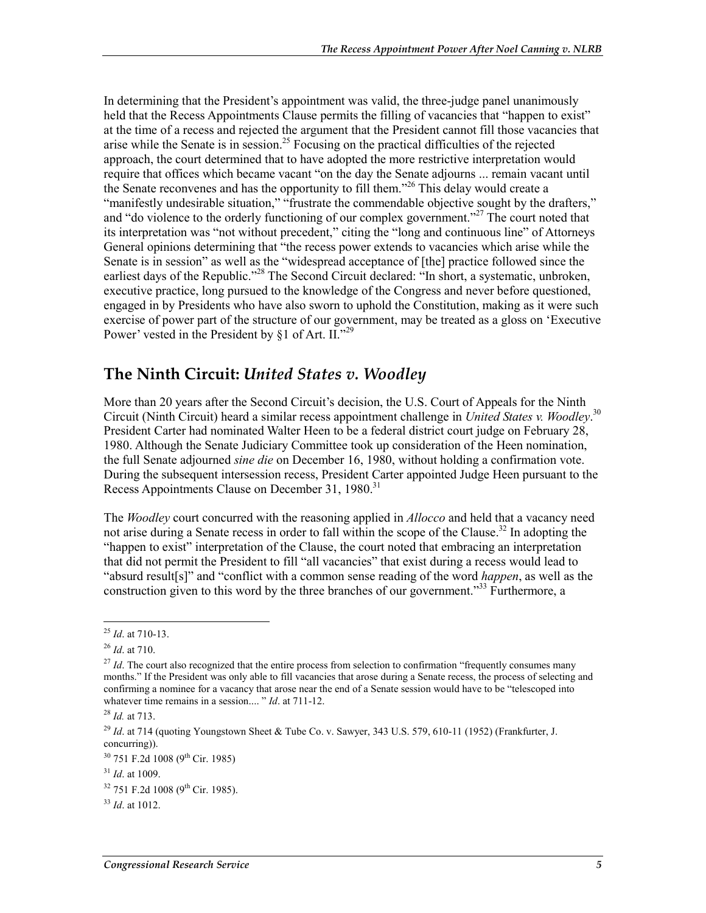In determining that the President's appointment was valid, the three-judge panel unanimously held that the Recess Appointments Clause permits the filling of vacancies that "happen to exist" at the time of a recess and rejected the argument that the President cannot fill those vacancies that arise while the Senate is in session.[25] Focusing on the practical difficulties of the rejected approach, the court determined that to have adopted the more restrictive interpretation would require that offices which became vacant "on the day the Senate adjourns ... remain vacant until the Senate reconvenes and has the opportunity to fill them."[26] This delay would create a "manifestly undesirable situation," "frustrate the commendable objective sought by the drafters," and "do violence to the orderly functioning of our complex government."[27] The court noted that its interpretation was "not without precedent," citing the "long and continuous line" of Attorneys General opinions determining that "the recess power extends to vacancies which arise while the Senate is in session" as well as the "widespread acceptance of [the] practice followed since the earliest days of the Republic."[28] The Second Circuit declared: "In short, a systematic, unbroken, executive practice, long pursued to the knowledge of the Congress and never before questioned, engaged in by Presidents who have also sworn to uphold the Constitution, making as it were such exercise of power part of the structure of our government, may be treated as a gloss on 'Executive Power' vested in the President by §1 of Art. II."[29]

## The Ninth Circuit: *United States v. Woodley*

More than 20 years after the Second Circuit's decision, the U.S. Court of Appeals for the Ninth Circuit (Ninth Circuit) heard a similar recess appointment challenge in *United States v. Woodley*.[30] President Carter had nominated Walter Heen to be a federal district court judge on February 28, 1980. Although the Senate Judiciary Committee took up consideration of the Heen nomination, the full Senate adjourned *sine die* on December 16, 1980, without holding a confirmation vote. During the subsequent intersession recess, President Carter appointed Judge Heen pursuant to the Recess Appointments Clause on December 31, 1980.[31]

The *Woodley* court concurred with the reasoning applied in *Allocco* and held that a vacancy need not arise during a Senate recess in order to fall within the scope of the Clause.[32] In adopting the "happen to exist" interpretation of the Clause, the court noted that embracing an interpretation that did not permit the President to fill "all vacancies" that exist during a recess would lead to "absurd result[s]" and "conflict with a common sense reading of the word *happen*, as well as the construction given to this word by the three branches of our government."[33] Furthermore, a

---

[25] *Id*. at 710-13.

[26] *Id*. at 710.

[27] *Id*. The court also recognized that the entire process from selection to confirmation "frequently consumes many months." If the President was only able to fill vacancies that arose during a Senate recess, the process of selecting and confirming a nominee for a vacancy that arose near the end of a Senate session would have to be "telescoped into whatever time remains in a session.... " *Id*. at 711-12.

[28] *Id.* at 713.

[29] *Id*. at 714 (quoting Youngstown Sheet & Tube Co. v. Sawyer, 343 U.S. 579, 610-11 (1952) (Frankfurter, J. concurring)).

[30] 751 F.2d 1008 (9th Cir. 1985)

[31] *Id*. at 1009.

[32] 751 F.2d 1008 (9th Cir. 1985).

[33] *Id*. at 1012.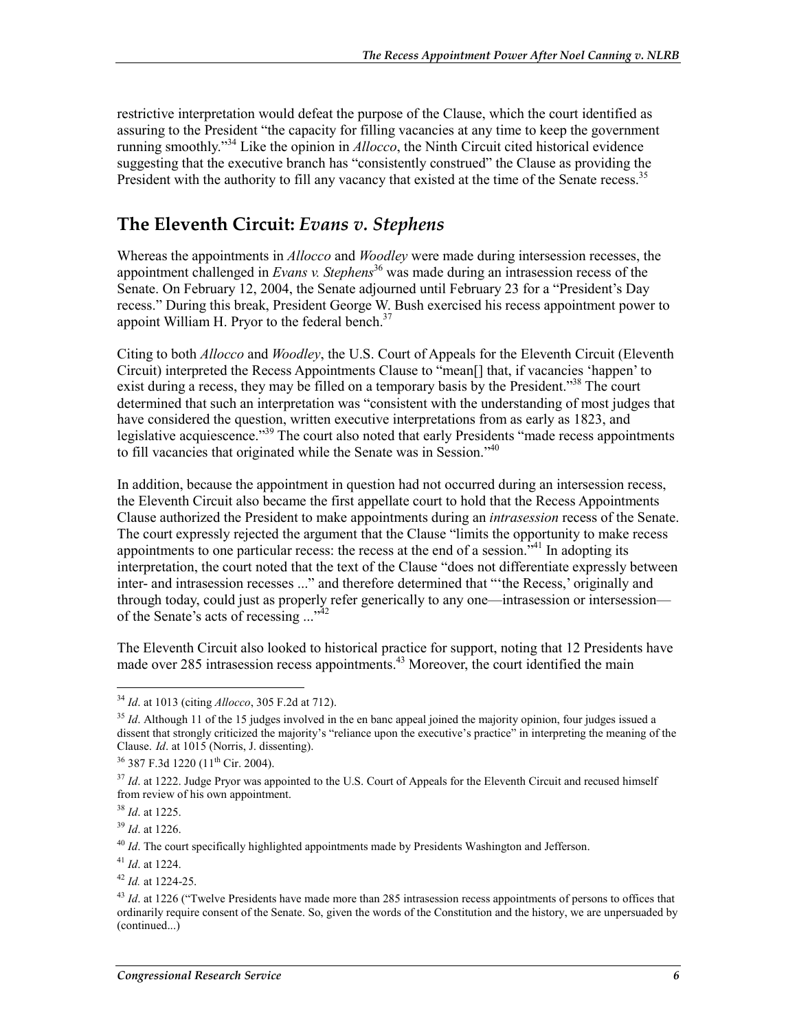restrictive interpretation would defeat the purpose of the Clause, which the court identified as assuring to the President "the capacity for filling vacancies at any time to keep the government running smoothly."[34] Like the opinion in *Allocco*, the Ninth Circuit cited historical evidence suggesting that the executive branch has "consistently construed" the Clause as providing the President with the authority to fill any vacancy that existed at the time of the Senate recess.[35]

## The Eleventh Circuit: *Evans v. Stephens*

Whereas the appointments in *Allocco* and *Woodley* were made during intersession recesses, the appointment challenged in *Evans v. Stephens*[36] was made during an intrasession recess of the Senate. On February 12, 2004, the Senate adjourned until February 23 for a "President's Day recess." During this break, President George W. Bush exercised his recess appointment power to appoint William H. Pryor to the federal bench.[37]

Citing to both *Allocco* and *Woodley*, the U.S. Court of Appeals for the Eleventh Circuit (Eleventh Circuit) interpreted the Recess Appointments Clause to "mean[] that, if vacancies 'happen' to exist during a recess, they may be filled on a temporary basis by the President."[38] The court determined that such an interpretation was "consistent with the understanding of most judges that have considered the question, written executive interpretations from as early as 1823, and legislative acquiescence."[39] The court also noted that early Presidents "made recess appointments to fill vacancies that originated while the Senate was in Session."[40]

In addition, because the appointment in question had not occurred during an intersession recess, the Eleventh Circuit also became the first appellate court to hold that the Recess Appointments Clause authorized the President to make appointments during an *intrasession* recess of the Senate. The court expressly rejected the argument that the Clause "limits the opportunity to make recess appointments to one particular recess: the recess at the end of a session."[41] In adopting its interpretation, the court noted that the text of the Clause "does not differentiate expressly between inter- and intrasession recesses ..." and therefore determined that "'the Recess,' originally and through today, could just as properly refer generically to any one—intrasession or intersession—of the Senate's acts of recessing ..."[42]

The Eleventh Circuit also looked to historical practice for support, noting that 12 Presidents have made over 285 intrasession recess appointments.[43] Moreover, the court identified the main

---

[34] *Id*. at 1013 (citing *Allocco*, 305 F.2d at 712).

[35] *Id*. Although 11 of the 15 judges involved in the en banc appeal joined the majority opinion, four judges issued a dissent that strongly criticized the majority's "reliance upon the executive's practice" in interpreting the meaning of the Clause. *Id*. at 1015 (Norris, J. dissenting).

[36] 387 F.3d 1220 (11th Cir. 2004).

[37] *Id*. at 1222. Judge Pryor was appointed to the U.S. Court of Appeals for the Eleventh Circuit and recused himself from review of his own appointment.

[38] *Id*. at 1225.

[39] *Id*. at 1226.

[40] *Id*. The court specifically highlighted appointments made by Presidents Washington and Jefferson.

[41] *Id*. at 1224.

[42] *Id.* at 1224-25.

[43] *Id*. at 1226 ("Twelve Presidents have made more than 285 intrasession recess appointments of persons to offices that ordinarily require consent of the Senate. So, given the words of the Constitution and the history, we are unpersuaded by (continued...)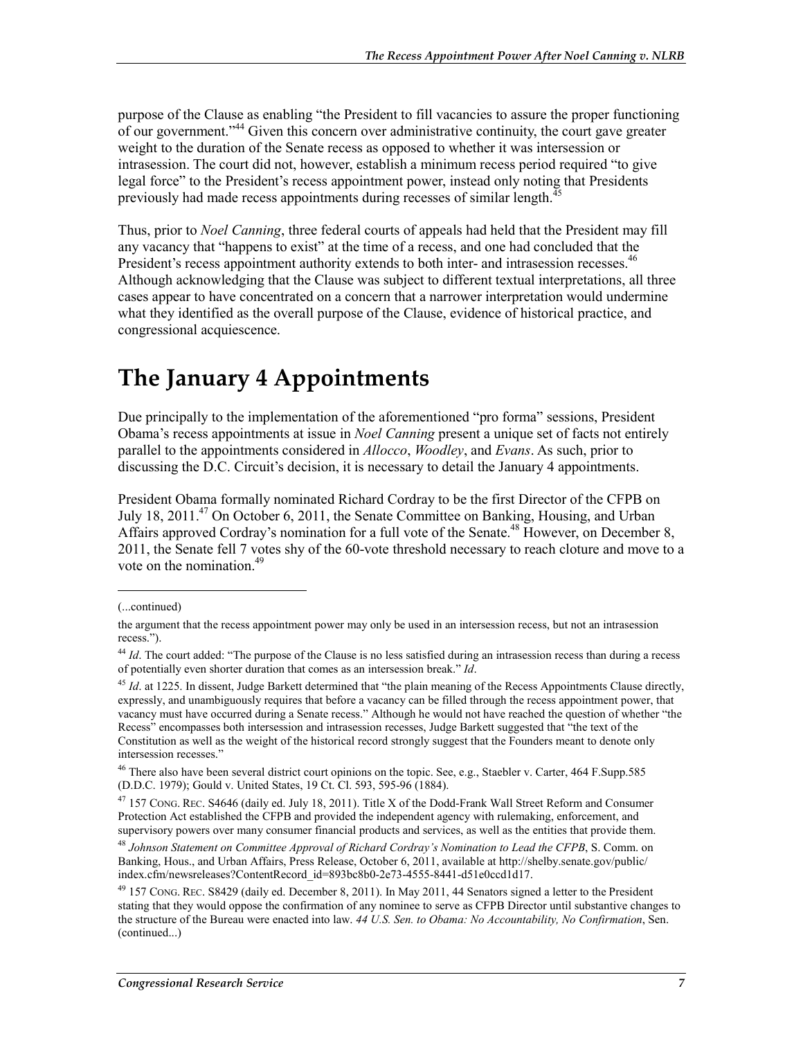purpose of the Clause as enabling "the President to fill vacancies to assure the proper functioning of our government."[44] Given this concern over administrative continuity, the court gave greater weight to the duration of the Senate recess as opposed to whether it was intersession or intrasession. The court did not, however, establish a minimum recess period required "to give legal force" to the President's recess appointment power, instead only noting that Presidents previously had made recess appointments during recesses of similar length.[45]

Thus, prior to *Noel Canning*, three federal courts of appeals had held that the President may fill any vacancy that "happens to exist" at the time of a recess, and one had concluded that the President's recess appointment authority extends to both inter- and intrasession recesses.[46] Although acknowledging that the Clause was subject to different textual interpretations, all three cases appear to have concentrated on a concern that a narrower interpretation would undermine what they identified as the overall purpose of the Clause, evidence of historical practice, and congressional acquiescence.

# The January 4 Appointments

Due principally to the implementation of the aforementioned "pro forma" sessions, President Obama's recess appointments at issue in *Noel Canning* present a unique set of facts not entirely parallel to the appointments considered in *Allocco*, *Woodley*, and *Evans*. As such, prior to discussing the D.C. Circuit's decision, it is necessary to detail the January 4 appointments.

President Obama formally nominated Richard Cordray to be the first Director of the CFPB on July 18, 2011.[47] On October 6, 2011, the Senate Committee on Banking, Housing, and Urban Affairs approved Cordray's nomination for a full vote of the Senate.[48] However, on December 8, 2011, the Senate fell 7 votes shy of the 60-vote threshold necessary to reach cloture and move to a vote on the nomination.[49]

---

(...continued)

the argument that the recess appointment power may only be used in an intersession recess, but not an intrasession recess.").

[44] *Id*. The court added: "The purpose of the Clause is no less satisfied during an intrasession recess than during a recess of potentially even shorter duration that comes as an intersession break." *Id*.

[45] *Id*. at 1225. In dissent, Judge Barkett determined that "the plain meaning of the Recess Appointments Clause directly, expressly, and unambiguously requires that before a vacancy can be filled through the recess appointment power, that vacancy must have occurred during a Senate recess." Although he would not have reached the question of whether "the Recess" encompasses both intersession and intrasession recesses, Judge Barkett suggested that "the text of the Constitution as well as the weight of the historical record strongly suggest that the Founders meant to denote only intersession recesses."

[46] There also have been several district court opinions on the topic. See, e.g., Staebler v. Carter, 464 F.Supp.585 (D.D.C. 1979); Gould v. United States, 19 Ct. Cl. 593, 595-96 (1884).

[47] 157 CONG. REC. S4646 (daily ed. July 18, 2011). Title X of the Dodd-Frank Wall Street Reform and Consumer Protection Act established the CFPB and provided the independent agency with rulemaking, enforcement, and supervisory powers over many consumer financial products and services, as well as the entities that provide them.

[48] *Johnson Statement on Committee Approval of Richard Cordray's Nomination to Lead the CFPB*, S. Comm. on Banking, Hous., and Urban Affairs, Press Release, October 6, 2011, available at http://shelby.senate.gov/public/index.cfm/newsreleases?ContentRecord_id=893bc8b0-2e73-4555-8441-d51e0ccd1d17.

[49] 157 CONG. REC. S8429 (daily ed. December 8, 2011). In May 2011, 44 Senators signed a letter to the President stating that they would oppose the confirmation of any nominee to serve as CFPB Director until substantive changes to the structure of the Bureau were enacted into law. *44 U.S. Sen. to Obama: No Accountability, No Confirmation*, Sen. (continued...)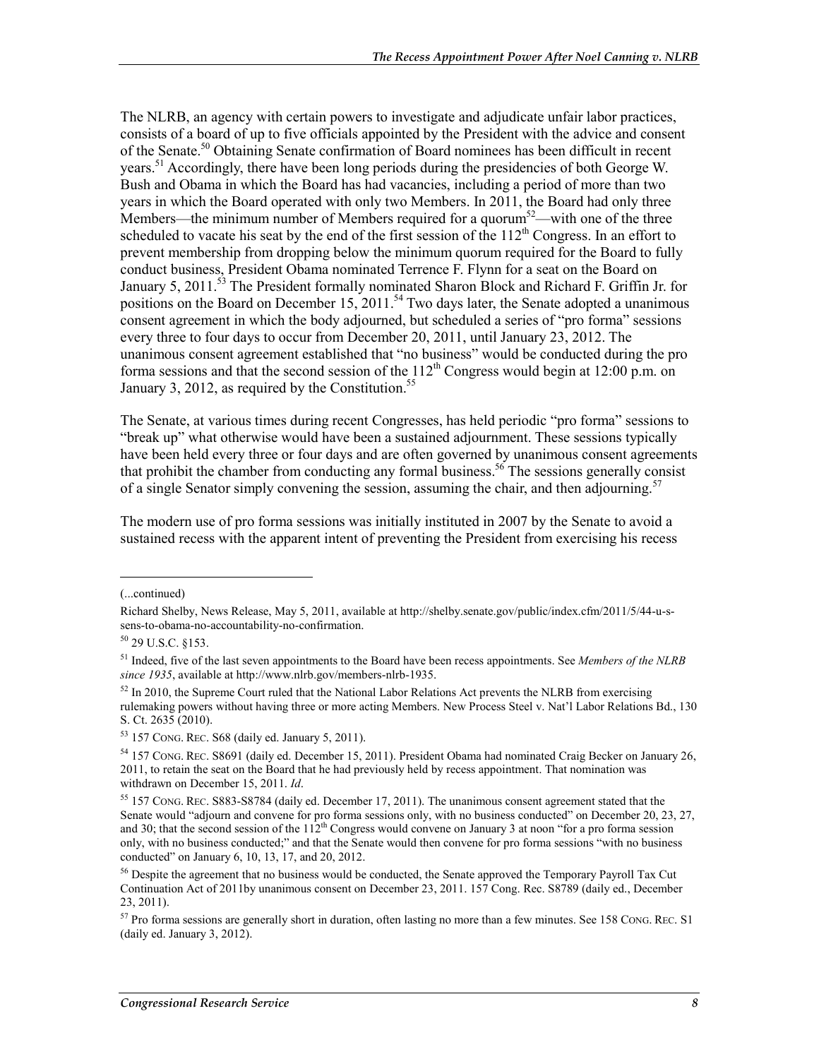The NLRB, an agency with certain powers to investigate and adjudicate unfair labor practices, consists of a board of up to five officials appointed by the President with the advice and consent of the Senate.[50] Obtaining Senate confirmation of Board nominees has been difficult in recent years.[51] Accordingly, there have been long periods during the presidencies of both George W. Bush and Obama in which the Board has had vacancies, including a period of more than two years in which the Board operated with only two Members. In 2011, the Board had only three Members—the minimum number of Members required for a quorum[52]—with one of the three scheduled to vacate his seat by the end of the first session of the 112th Congress. In an effort to prevent membership from dropping below the minimum quorum required for the Board to fully conduct business, President Obama nominated Terrence F. Flynn for a seat on the Board on January 5, 2011.[53] The President formally nominated Sharon Block and Richard F. Griffin Jr. for positions on the Board on December 15, 2011.[54] Two days later, the Senate adopted a unanimous consent agreement in which the body adjourned, but scheduled a series of "pro forma" sessions every three to four days to occur from December 20, 2011, until January 23, 2012. The unanimous consent agreement established that "no business" would be conducted during the pro forma sessions and that the second session of the 112th Congress would begin at 12:00 p.m. on January 3, 2012, as required by the Constitution.[55]

The Senate, at various times during recent Congresses, has held periodic "pro forma" sessions to "break up" what otherwise would have been a sustained adjournment. These sessions typically have been held every three or four days and are often governed by unanimous consent agreements that prohibit the chamber from conducting any formal business.[56] The sessions generally consist of a single Senator simply convening the session, assuming the chair, and then adjourning.[57]

The modern use of pro forma sessions was initially instituted in 2007 by the Senate to avoid a sustained recess with the apparent intent of preventing the President from exercising his recess

---

(...continued)

Richard Shelby, News Release, May 5, 2011, available at http://shelby.senate.gov/public/index.cfm/2011/5/44-u-s-sens-to-obama-no-accountability-no-confirmation.

[50] 29 U.S.C. §153.

[51] Indeed, five of the last seven appointments to the Board have been recess appointments. See *Members of the NLRB since 1935*, available at http://www.nlrb.gov/members-nlrb-1935.

[52] In 2010, the Supreme Court ruled that the National Labor Relations Act prevents the NLRB from exercising rulemaking powers without having three or more acting Members. New Process Steel v. Nat'l Labor Relations Bd., 130 S. Ct. 2635 (2010).

[53] 157 CONG. REC. S68 (daily ed. January 5, 2011).

[54] 157 CONG. REC. S8691 (daily ed. December 15, 2011). President Obama had nominated Craig Becker on January 26, 2011, to retain the seat on the Board that he had previously held by recess appointment. That nomination was withdrawn on December 15, 2011. *Id*.

[55] 157 CONG. REC. S883-S8784 (daily ed. December 17, 2011). The unanimous consent agreement stated that the Senate would "adjourn and convene for pro forma sessions only, with no business conducted" on December 20, 23, 27, and 30; that the second session of the 112th Congress would convene on January 3 at noon "for a pro forma session only, with no business conducted;" and that the Senate would then convene for pro forma sessions "with no business conducted" on January 6, 10, 13, 17, and 20, 2012.

[56] Despite the agreement that no business would be conducted, the Senate approved the Temporary Payroll Tax Cut Continuation Act of 2011by unanimous consent on December 23, 2011. 157 Cong. Rec. S8789 (daily ed., December 23, 2011).

[57] Pro forma sessions are generally short in duration, often lasting no more than a few minutes. See 158 CONG. REC. S1 (daily ed. January 3, 2012).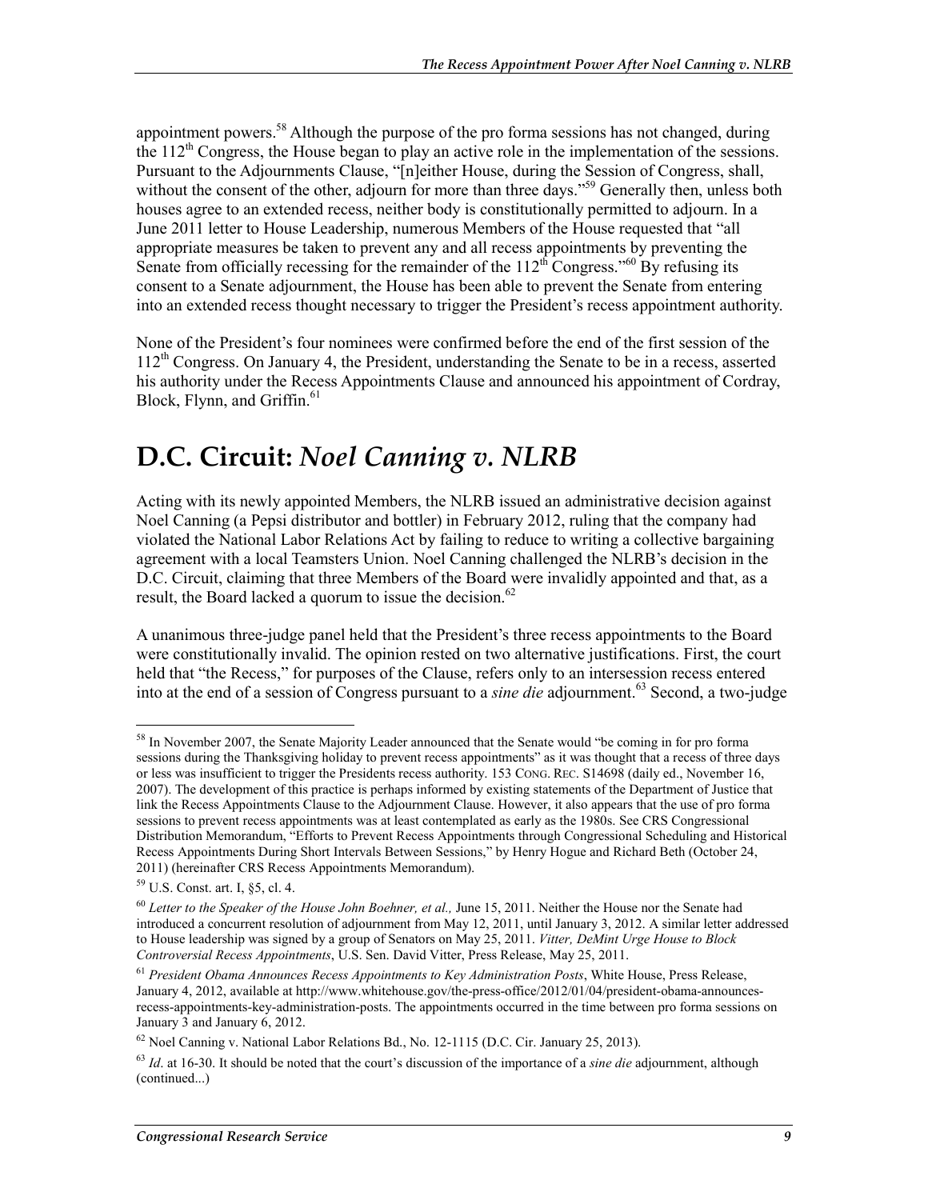appointment powers.[58] Although the purpose of the pro forma sessions has not changed, during the 112th Congress, the House began to play an active role in the implementation of the sessions. Pursuant to the Adjournments Clause, "[n]either House, during the Session of Congress, shall, without the consent of the other, adjourn for more than three days."[59] Generally then, unless both houses agree to an extended recess, neither body is constitutionally permitted to adjourn. In a June 2011 letter to House Leadership, numerous Members of the House requested that "all appropriate measures be taken to prevent any and all recess appointments by preventing the Senate from officially recessing for the remainder of the 112th Congress."[60] By refusing its consent to a Senate adjournment, the House has been able to prevent the Senate from entering into an extended recess thought necessary to trigger the President's recess appointment authority.

None of the President's four nominees were confirmed before the end of the first session of the 112th Congress. On January 4, the President, understanding the Senate to be in a recess, asserted his authority under the Recess Appointments Clause and announced his appointment of Cordray, Block, Flynn, and Griffin.[61]

# D.C. Circuit: *Noel Canning v. NLRB*

Acting with its newly appointed Members, the NLRB issued an administrative decision against Noel Canning (a Pepsi distributor and bottler) in February 2012, ruling that the company had violated the National Labor Relations Act by failing to reduce to writing a collective bargaining agreement with a local Teamsters Union. Noel Canning challenged the NLRB's decision in the D.C. Circuit, claiming that three Members of the Board were invalidly appointed and that, as a result, the Board lacked a quorum to issue the decision.[62]

A unanimous three-judge panel held that the President's three recess appointments to the Board were constitutionally invalid. The opinion rested on two alternative justifications. First, the court held that "the Recess," for purposes of the Clause, refers only to an intersession recess entered into at the end of a session of Congress pursuant to a *sine die* adjournment.[63] Second, a two-judge

---

[58] In November 2007, the Senate Majority Leader announced that the Senate would "be coming in for pro forma sessions during the Thanksgiving holiday to prevent recess appointments" as it was thought that a recess of three days or less was insufficient to trigger the Presidents recess authority. 153 CONG. REC. S14698 (daily ed., November 16, 2007). The development of this practice is perhaps informed by existing statements of the Department of Justice that link the Recess Appointments Clause to the Adjournment Clause. However, it also appears that the use of pro forma sessions to prevent recess appointments was at least contemplated as early as the 1980s. See CRS Congressional Distribution Memorandum, "Efforts to Prevent Recess Appointments through Congressional Scheduling and Historical Recess Appointments During Short Intervals Between Sessions," by Henry Hogue and Richard Beth (October 24, 2011) (hereinafter CRS Recess Appointments Memorandum).

[59] U.S. Const. art. I, §5, cl. 4.

[60] *Letter to the Speaker of the House John Boehner, et al.,* June 15, 2011. Neither the House nor the Senate had introduced a concurrent resolution of adjournment from May 12, 2011, until January 3, 2012. A similar letter addressed to House leadership was signed by a group of Senators on May 25, 2011. *Vitter, DeMint Urge House to Block Controversial Recess Appointments*, U.S. Sen. David Vitter, Press Release, May 25, 2011.

[61] *President Obama Announces Recess Appointments to Key Administration Posts*, White House, Press Release, January 4, 2012, available at http://www.whitehouse.gov/the-press-office/2012/01/04/president-obama-announces-recess-appointments-key-administration-posts. The appointments occurred in the time between pro forma sessions on January 3 and January 6, 2012.

[62] Noel Canning v. National Labor Relations Bd., No. 12-1115 (D.C. Cir. January 25, 2013).

[63] *Id*. at 16-30. It should be noted that the court's discussion of the importance of a *sine die* adjournment, although (continued...)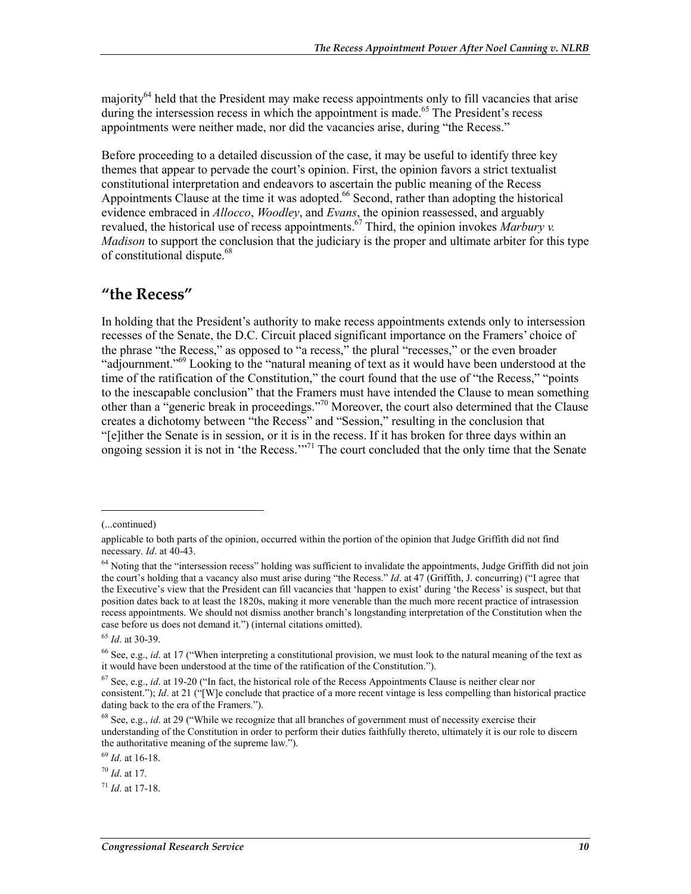majority[64] held that the President may make recess appointments only to fill vacancies that arise during the intersession recess in which the appointment is made.[65] The President's recess appointments were neither made, nor did the vacancies arise, during "the Recess."

Before proceeding to a detailed discussion of the case, it may be useful to identify three key themes that appear to pervade the court's opinion. First, the opinion favors a strict textualist constitutional interpretation and endeavors to ascertain the public meaning of the Recess Appointments Clause at the time it was adopted.[66] Second, rather than adopting the historical evidence embraced in *Allocco*, *Woodley*, and *Evans*, the opinion reassessed, and arguably revalued, the historical use of recess appointments.[67] Third, the opinion invokes *Marbury v. Madison* to support the conclusion that the judiciary is the proper and ultimate arbiter for this type of constitutional dispute.[68]

## "the Recess"

In holding that the President's authority to make recess appointments extends only to intersession recesses of the Senate, the D.C. Circuit placed significant importance on the Framers' choice of the phrase "the Recess," as opposed to "a recess," the plural "recesses," or the even broader "adjournment."[69] Looking to the "natural meaning of text as it would have been understood at the time of the ratification of the Constitution," the court found that the use of "the Recess," "points to the inescapable conclusion" that the Framers must have intended the Clause to mean something other than a "generic break in proceedings."[70] Moreover, the court also determined that the Clause creates a dichotomy between "the Recess" and "Session," resulting in the conclusion that "[e]ither the Senate is in session, or it is in the recess. If it has broken for three days within an ongoing session it is not in 'the Recess.'"[71] The court concluded that the only time that the Senate

---

(...continued)

applicable to both parts of the opinion, occurred within the portion of the opinion that Judge Griffith did not find necessary. *Id*. at 40-43.

[64] Noting that the "intersession recess" holding was sufficient to invalidate the appointments, Judge Griffith did not join the court's holding that a vacancy also must arise during "the Recess." *Id*. at 47 (Griffith, J. concurring) ("I agree that the Executive's view that the President can fill vacancies that 'happen to exist' during 'the Recess' is suspect, but that position dates back to at least the 1820s, making it more venerable than the much more recent practice of intrasession recess appointments. We should not dismiss another branch's longstanding interpretation of the Constitution when the case before us does not demand it.") (internal citations omitted).

[65] *Id*. at 30-39.

[66] See, e.g., *id*. at 17 ("When interpreting a constitutional provision, we must look to the natural meaning of the text as it would have been understood at the time of the ratification of the Constitution.").

[67] See, e.g., *id*. at 19-20 ("In fact, the historical role of the Recess Appointments Clause is neither clear nor consistent."); *Id*. at 21 ("[W]e conclude that practice of a more recent vintage is less compelling than historical practice dating back to the era of the Framers.").

[68] See, e.g., *id*. at 29 ("While we recognize that all branches of government must of necessity exercise their understanding of the Constitution in order to perform their duties faithfully thereto, ultimately it is our role to discern the authoritative meaning of the supreme law.").

[69] *Id*. at 16-18.

[70] *Id*. at 17.

[71] *Id*. at 17-18.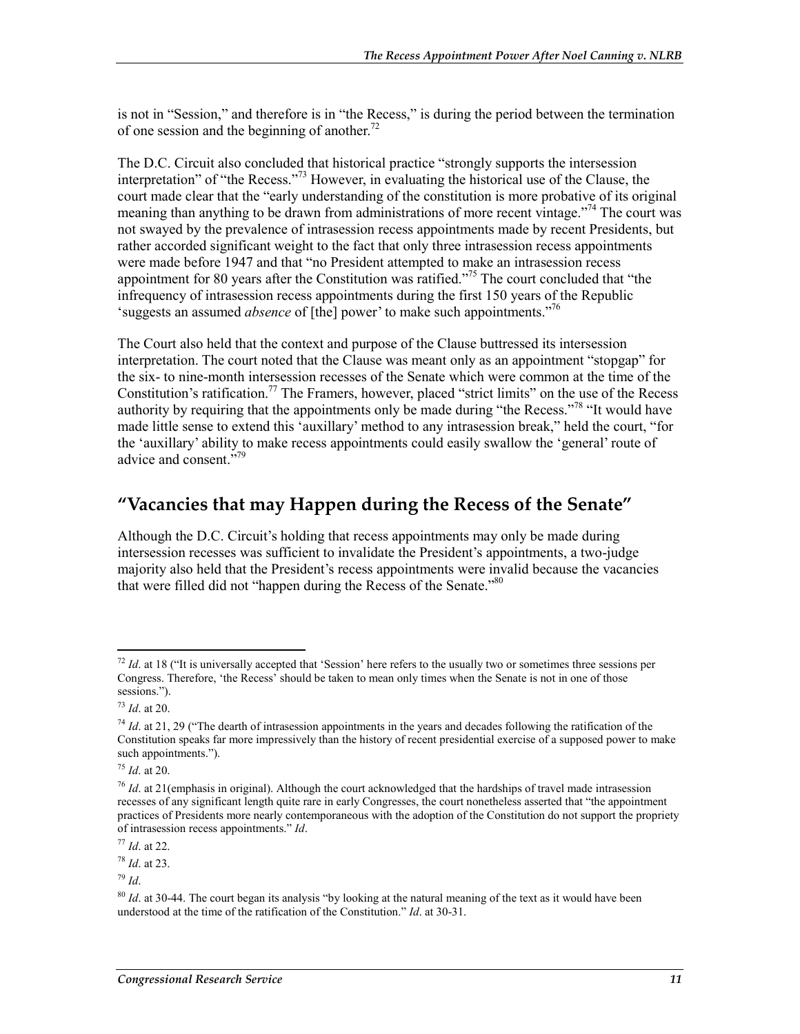is not in "Session," and therefore is in "the Recess," is during the period between the termination of one session and the beginning of another.[72]

The D.C. Circuit also concluded that historical practice "strongly supports the intersession interpretation" of "the Recess."[73] However, in evaluating the historical use of the Clause, the court made clear that the "early understanding of the constitution is more probative of its original meaning than anything to be drawn from administrations of more recent vintage."[74] The court was not swayed by the prevalence of intrasession recess appointments made by recent Presidents, but rather accorded significant weight to the fact that only three intrasession recess appointments were made before 1947 and that "no President attempted to make an intrasession recess appointment for 80 years after the Constitution was ratified."[75] The court concluded that "the infrequency of intrasession recess appointments during the first 150 years of the Republic 'suggests an assumed *absence* of [the] power' to make such appointments."[76]

The Court also held that the context and purpose of the Clause buttressed its intersession interpretation. The court noted that the Clause was meant only as an appointment "stopgap" for the six- to nine-month intersession recesses of the Senate which were common at the time of the Constitution's ratification.[77] The Framers, however, placed "strict limits" on the use of the Recess authority by requiring that the appointments only be made during "the Recess."[78] "It would have made little sense to extend this 'auxillary' method to any intrasession break," held the court, "for the 'auxillary' ability to make recess appointments could easily swallow the 'general' route of advice and consent."[79]

## "Vacancies that may Happen during the Recess of the Senate"

Although the D.C. Circuit's holding that recess appointments may only be made during intersession recesses was sufficient to invalidate the President's appointments, a two-judge majority also held that the President's recess appointments were invalid because the vacancies that were filled did not "happen during the Recess of the Senate."[80]

---

[72] *Id*. at 18 ("It is universally accepted that 'Session' here refers to the usually two or sometimes three sessions per Congress. Therefore, 'the Recess' should be taken to mean only times when the Senate is not in one of those sessions.").

[73] *Id*. at 20.

[74] *Id*. at 21, 29 ("The dearth of intrasession appointments in the years and decades following the ratification of the Constitution speaks far more impressively than the history of recent presidential exercise of a supposed power to make such appointments.").

[75] *Id*. at 20.

[76] *Id*. at 21(emphasis in original). Although the court acknowledged that the hardships of travel made intrasession recesses of any significant length quite rare in early Congresses, the court nonetheless asserted that "the appointment practices of Presidents more nearly contemporaneous with the adoption of the Constitution do not support the propriety of intrasession recess appointments." *Id*.

[77] *Id*. at 22.

[78] *Id*. at 23.

[79] *Id*.

[80] *Id*. at 30-44. The court began its analysis "by looking at the natural meaning of the text as it would have been understood at the time of the ratification of the Constitution." *Id*. at 30-31.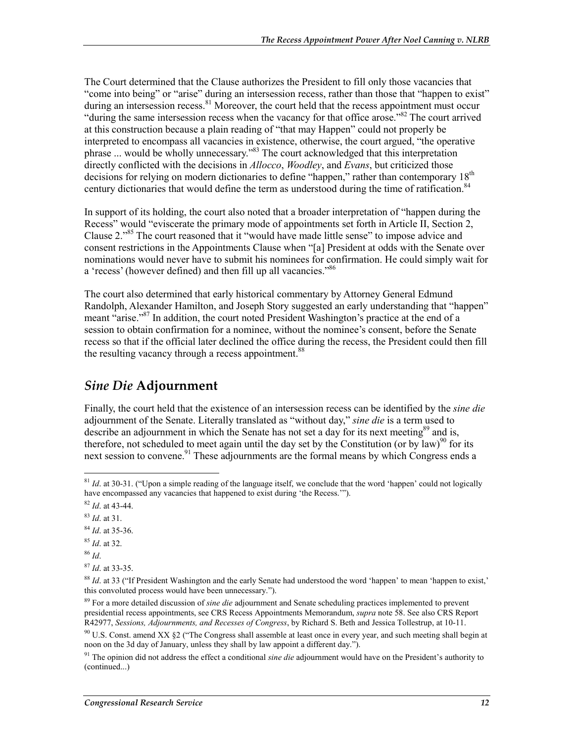The Court determined that the Clause authorizes the President to fill only those vacancies that "come into being" or "arise" during an intersession recess, rather than those that "happen to exist" during an intersession recess.[81] Moreover, the court held that the recess appointment must occur "during the same intersession recess when the vacancy for that office arose."[82] The court arrived at this construction because a plain reading of "that may Happen" could not properly be interpreted to encompass all vacancies in existence, otherwise, the court argued, "the operative phrase ... would be wholly unnecessary."[83] The court acknowledged that this interpretation directly conflicted with the decisions in *Allocco*, *Woodley*, and *Evans*, but criticized those decisions for relying on modern dictionaries to define "happen," rather than contemporary 18th century dictionaries that would define the term as understood during the time of ratification.[84]

In support of its holding, the court also noted that a broader interpretation of "happen during the Recess" would "eviscerate the primary mode of appointments set forth in Article II, Section 2, Clause 2."[85] The court reasoned that it "would have made little sense" to impose advice and consent restrictions in the Appointments Clause when "[a] President at odds with the Senate over nominations would never have to submit his nominees for confirmation. He could simply wait for a 'recess' (however defined) and then fill up all vacancies."[86]

The court also determined that early historical commentary by Attorney General Edmund Randolph, Alexander Hamilton, and Joseph Story suggested an early understanding that "happen" meant "arise."[87] In addition, the court noted President Washington's practice at the end of a session to obtain confirmation for a nominee, without the nominee's consent, before the Senate recess so that if the official later declined the office during the recess, the President could then fill the resulting vacancy through a recess appointment.[88]

## *Sine Die* Adjournment

Finally, the court held that the existence of an intersession recess can be identified by the *sine die* adjournment of the Senate. Literally translated as "without day," *sine die* is a term used to describe an adjournment in which the Senate has not set a day for its next meeting[89] and is, therefore, not scheduled to meet again until the day set by the Constitution (or by law)[90] for its next session to convene.[91] These adjournments are the formal means by which Congress ends a

---

[81] *Id*. at 30-31. ("Upon a simple reading of the language itself, we conclude that the word 'happen' could not logically have encompassed any vacancies that happened to exist during 'the Recess.'").

[82] *Id*. at 43-44.

[83] *Id*. at 31.

[84] *Id*. at 35-36.

[85] *Id*. at 32.

[86] *Id*.

[87] *Id*. at 33-35.

[88] *Id*. at 33 ("If President Washington and the early Senate had understood the word 'happen' to mean 'happen to exist,' this convoluted process would have been unnecessary.").

[89] For a more detailed discussion of *sine die* adjournment and Senate scheduling practices implemented to prevent presidential recess appointments, see CRS Recess Appointments Memorandum, *supra* note 58. See also CRS Report R42977, *Sessions, Adjournments, and Recesses of Congress*, by Richard S. Beth and Jessica Tollestrup, at 10-11.

[90] U.S. Const. amend XX §2 ("The Congress shall assemble at least once in every year, and such meeting shall begin at noon on the 3d day of January, unless they shall by law appoint a different day.").

[91] The opinion did not address the effect a conditional *sine die* adjournment would have on the President's authority to (continued...)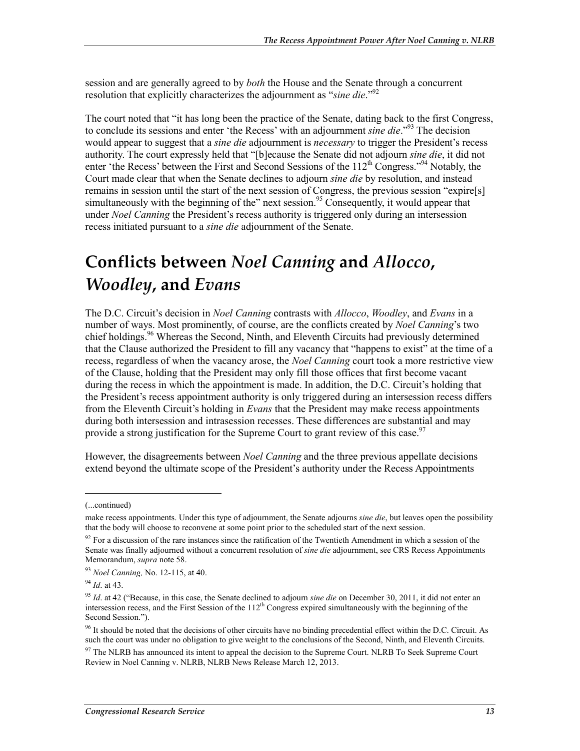session and are generally agreed to by *both* the House and the Senate through a concurrent resolution that explicitly characterizes the adjournment as "*sine die*."[92]

The court noted that "it has long been the practice of the Senate, dating back to the first Congress, to conclude its sessions and enter 'the Recess' with an adjournment *sine die*."[93] The decision would appear to suggest that a *sine die* adjournment is *necessary* to trigger the President's recess authority. The court expressly held that "[b]ecause the Senate did not adjourn *sine die*, it did not enter 'the Recess' between the First and Second Sessions of the 112th Congress."[94] Notably, the Court made clear that when the Senate declines to adjourn *sine die* by resolution, and instead remains in session until the start of the next session of Congress, the previous session "expire[s] simultaneously with the beginning of the" next session.[95] Consequently, it would appear that under *Noel Canning* the President's recess authority is triggered only during an intersession recess initiated pursuant to a *sine die* adjournment of the Senate.

# Conflicts between *Noel Canning* and *Allocco*, *Woodley*, and *Evans*

The D.C. Circuit's decision in *Noel Canning* contrasts with *Allocco*, *Woodley*, and *Evans* in a number of ways. Most prominently, of course, are the conflicts created by *Noel Canning*'s two chief holdings.[96] Whereas the Second, Ninth, and Eleventh Circuits had previously determined that the Clause authorized the President to fill any vacancy that "happens to exist" at the time of a recess, regardless of when the vacancy arose, the *Noel Canning* court took a more restrictive view of the Clause, holding that the President may only fill those offices that first become vacant during the recess in which the appointment is made. In addition, the D.C. Circuit's holding that the President's recess appointment authority is only triggered during an intersession recess differs from the Eleventh Circuit's holding in *Evans* that the President may make recess appointments during both intersession and intrasession recesses. These differences are substantial and may provide a strong justification for the Supreme Court to grant review of this case.[97]

However, the disagreements between *Noel Canning* and the three previous appellate decisions extend beyond the ultimate scope of the President's authority under the Recess Appointments

---

(...continued)

make recess appointments. Under this type of adjournment, the Senate adjourns *sine die*, but leaves open the possibility that the body will choose to reconvene at some point prior to the scheduled start of the next session.

[92] For a discussion of the rare instances since the ratification of the Twentieth Amendment in which a session of the Senate was finally adjourned without a concurrent resolution of *sine die* adjournment, see CRS Recess Appointments Memorandum, *supra* note 58.

[93] *Noel Canning,* No. 12-115, at 40.

[94] *Id*. at 43.

[95] *Id*. at 42 ("Because, in this case, the Senate declined to adjourn *sine die* on December 30, 2011, it did not enter an intersession recess, and the First Session of the 112th Congress expired simultaneously with the beginning of the Second Session.").

[96] It should be noted that the decisions of other circuits have no binding precedential effect within the D.C. Circuit. As such the court was under no obligation to give weight to the conclusions of the Second, Ninth, and Eleventh Circuits.

[97] The NLRB has announced its intent to appeal the decision to the Supreme Court. NLRB To Seek Supreme Court Review in Noel Canning v. NLRB, NLRB News Release March 12, 2013.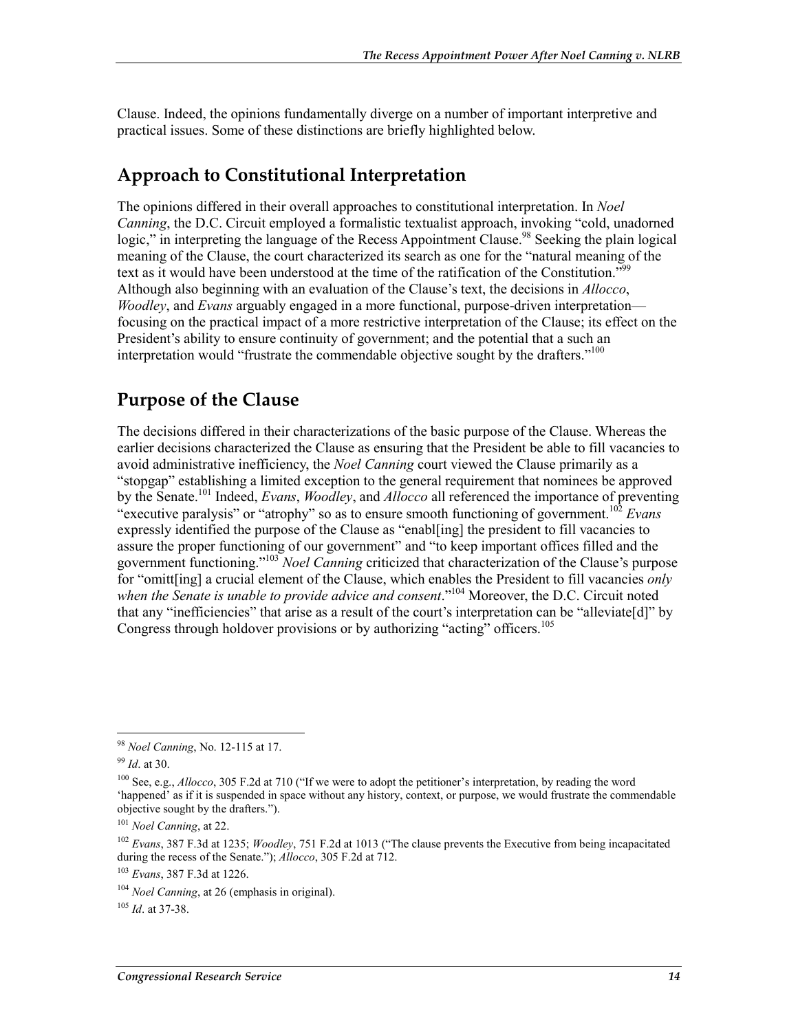Clause. Indeed, the opinions fundamentally diverge on a number of important interpretive and practical issues. Some of these distinctions are briefly highlighted below.

## Approach to Constitutional Interpretation

The opinions differed in their overall approaches to constitutional interpretation. In *Noel Canning*, the D.C. Circuit employed a formalistic textualist approach, invoking "cold, unadorned logic," in interpreting the language of the Recess Appointment Clause.[98] Seeking the plain logical meaning of the Clause, the court characterized its search as one for the "natural meaning of the text as it would have been understood at the time of the ratification of the Constitution."[99] Although also beginning with an evaluation of the Clause's text, the decisions in *Allocco*, *Woodley*, and *Evans* arguably engaged in a more functional, purpose-driven interpretation—focusing on the practical impact of a more restrictive interpretation of the Clause; its effect on the President's ability to ensure continuity of government; and the potential that a such an interpretation would "frustrate the commendable objective sought by the drafters."[100]

## Purpose of the Clause

The decisions differed in their characterizations of the basic purpose of the Clause. Whereas the earlier decisions characterized the Clause as ensuring that the President be able to fill vacancies to avoid administrative inefficiency, the *Noel Canning* court viewed the Clause primarily as a "stopgap" establishing a limited exception to the general requirement that nominees be approved by the Senate.[101] Indeed, *Evans*, *Woodley*, and *Allocco* all referenced the importance of preventing "executive paralysis" or "atrophy" so as to ensure smooth functioning of government.[102] *Evans* expressly identified the purpose of the Clause as "enabl[ing] the president to fill vacancies to assure the proper functioning of our government" and "to keep important offices filled and the government functioning."[103] *Noel Canning* criticized that characterization of the Clause's purpose for "omitt[ing] a crucial element of the Clause, which enables the President to fill vacancies *only when the Senate is unable to provide advice and consent*."[104] Moreover, the D.C. Circuit noted that any "inefficiencies" that arise as a result of the court's interpretation can be "alleviate[d]" by Congress through holdover provisions or by authorizing "acting" officers.[105]

---

[98] *Noel Canning*, No. 12-115 at 17.

[99] *Id*. at 30.

[100] See, e.g., *Allocco*, 305 F.2d at 710 ("If we were to adopt the petitioner's interpretation, by reading the word 'happened' as if it is suspended in space without any history, context, or purpose, we would frustrate the commendable objective sought by the drafters.").

[101] *Noel Canning*, at 22.

[102] *Evans*, 387 F.3d at 1235; *Woodley*, 751 F.2d at 1013 ("The clause prevents the Executive from being incapacitated during the recess of the Senate."); *Allocco*, 305 F.2d at 712.

[103] *Evans*, 387 F.3d at 1226.

[104] *Noel Canning*, at 26 (emphasis in original).

[105] *Id*. at 37-38.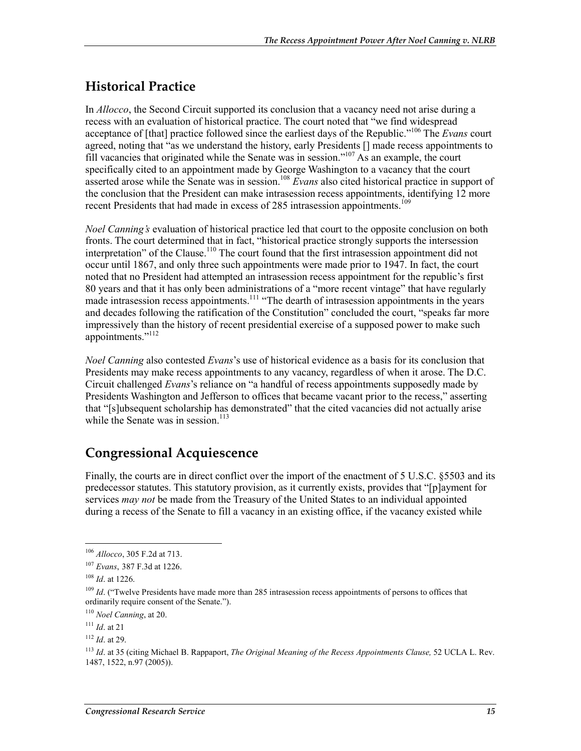## Historical Practice

In *Allocco*, the Second Circuit supported its conclusion that a vacancy need not arise during a recess with an evaluation of historical practice. The court noted that "we find widespread acceptance of [that] practice followed since the earliest days of the Republic."[106] The *Evans* court agreed, noting that "as we understand the history, early Presidents [] made recess appointments to fill vacancies that originated while the Senate was in session."[107] As an example, the court specifically cited to an appointment made by George Washington to a vacancy that the court asserted arose while the Senate was in session.[108] *Evans* also cited historical practice in support of the conclusion that the President can make intrasession recess appointments, identifying 12 more recent Presidents that had made in excess of 285 intrasession appointments.[109]

*Noel Canning's* evaluation of historical practice led that court to the opposite conclusion on both fronts. The court determined that in fact, "historical practice strongly supports the intersession interpretation" of the Clause.[110] The court found that the first intrasession appointment did not occur until 1867, and only three such appointments were made prior to 1947. In fact, the court noted that no President had attempted an intrasession recess appointment for the republic's first 80 years and that it has only been administrations of a "more recent vintage" that have regularly made intrasession recess appointments.[111] "The dearth of intrasession appointments in the years and decades following the ratification of the Constitution" concluded the court, "speaks far more impressively than the history of recent presidential exercise of a supposed power to make such appointments."[112]

*Noel Canning* also contested *Evans*'s use of historical evidence as a basis for its conclusion that Presidents may make recess appointments to any vacancy, regardless of when it arose. The D.C. Circuit challenged *Evans*'s reliance on "a handful of recess appointments supposedly made by Presidents Washington and Jefferson to offices that became vacant prior to the recess," asserting that "[s]ubsequent scholarship has demonstrated" that the cited vacancies did not actually arise while the Senate was in session.[113]

## Congressional Acquiescence

Finally, the courts are in direct conflict over the import of the enactment of 5 U.S.C. §5503 and its predecessor statutes. This statutory provision, as it currently exists, provides that "[p]ayment for services *may not* be made from the Treasury of the United States to an individual appointed during a recess of the Senate to fill a vacancy in an existing office, if the vacancy existed while

---

[106] *Allocco*, 305 F.2d at 713.

[107] *Evans*, 387 F.3d at 1226.

[108] *Id*. at 1226.

[109] *Id*. ("Twelve Presidents have made more than 285 intrasession recess appointments of persons to offices that ordinarily require consent of the Senate.").

[110] *Noel Canning*, at 20.

[111] *Id*. at 21

[112] *Id*. at 29.

[113] *Id*. at 35 (citing Michael B. Rappaport, *The Original Meaning of the Recess Appointments Clause,* 52 UCLA L. Rev. 1487, 1522, n.97 (2005)).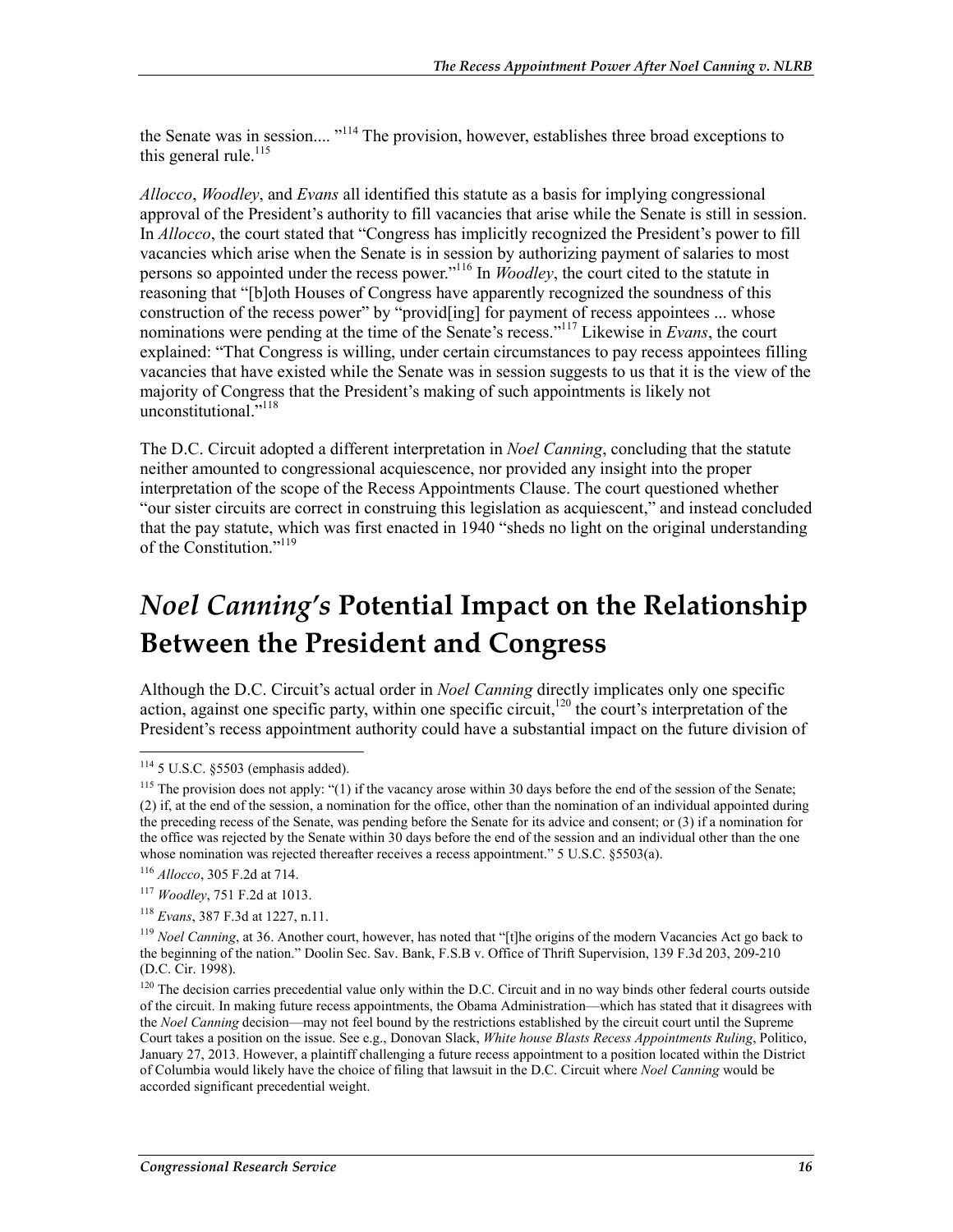the Senate was in session.... "[114] The provision, however, establishes three broad exceptions to this general rule.[115]

*Allocco*, *Woodley*, and *Evans* all identified this statute as a basis for implying congressional approval of the President's authority to fill vacancies that arise while the Senate is still in session. In *Allocco*, the court stated that "Congress has implicitly recognized the President's power to fill vacancies which arise when the Senate is in session by authorizing payment of salaries to most persons so appointed under the recess power."[116] In *Woodley*, the court cited to the statute in reasoning that "[b]oth Houses of Congress have apparently recognized the soundness of this construction of the recess power" by "provid[ing] for payment of recess appointees ... whose nominations were pending at the time of the Senate's recess."[117] Likewise in *Evans*, the court explained: "That Congress is willing, under certain circumstances to pay recess appointees filling vacancies that have existed while the Senate was in session suggests to us that it is the view of the majority of Congress that the President's making of such appointments is likely not unconstitutional."[118]

The D.C. Circuit adopted a different interpretation in *Noel Canning*, concluding that the statute neither amounted to congressional acquiescence, nor provided any insight into the proper interpretation of the scope of the Recess Appointments Clause. The court questioned whether "our sister circuits are correct in construing this legislation as acquiescent," and instead concluded that the pay statute, which was first enacted in 1940 "sheds no light on the original understanding of the Constitution."[119]

# *Noel Canning's* Potential Impact on the Relationship Between the President and Congress

Although the D.C. Circuit's actual order in *Noel Canning* directly implicates only one specific action, against one specific party, within one specific circuit,[120] the court's interpretation of the President's recess appointment authority could have a substantial impact on the future division of

---

[114] 5 U.S.C. §5503 (emphasis added).

[115] The provision does not apply: "(1) if the vacancy arose within 30 days before the end of the session of the Senate; (2) if, at the end of the session, a nomination for the office, other than the nomination of an individual appointed during the preceding recess of the Senate, was pending before the Senate for its advice and consent; or (3) if a nomination for the office was rejected by the Senate within 30 days before the end of the session and an individual other than the one whose nomination was rejected thereafter receives a recess appointment." 5 U.S.C. §5503(a).

[116] *Allocco*, 305 F.2d at 714.

[117] *Woodley*, 751 F.2d at 1013.

[118] *Evans*, 387 F.3d at 1227, n.11.

[119] *Noel Canning*, at 36. Another court, however, has noted that "[t]he origins of the modern Vacancies Act go back to the beginning of the nation." Doolin Sec. Sav. Bank, F.S.B v. Office of Thrift Supervision, 139 F.3d 203, 209-210 (D.C. Cir. 1998).

[120] The decision carries precedential value only within the D.C. Circuit and in no way binds other federal courts outside of the circuit. In making future recess appointments, the Obama Administration—which has stated that it disagrees with the *Noel Canning* decision—may not feel bound by the restrictions established by the circuit court until the Supreme Court takes a position on the issue. See e.g., Donovan Slack, *White house Blasts Recess Appointments Ruling*, Politico, January 27, 2013. However, a plaintiff challenging a future recess appointment to a position located within the District of Columbia would likely have the choice of filing that lawsuit in the D.C. Circuit where *Noel Canning* would be accorded significant precedential weight.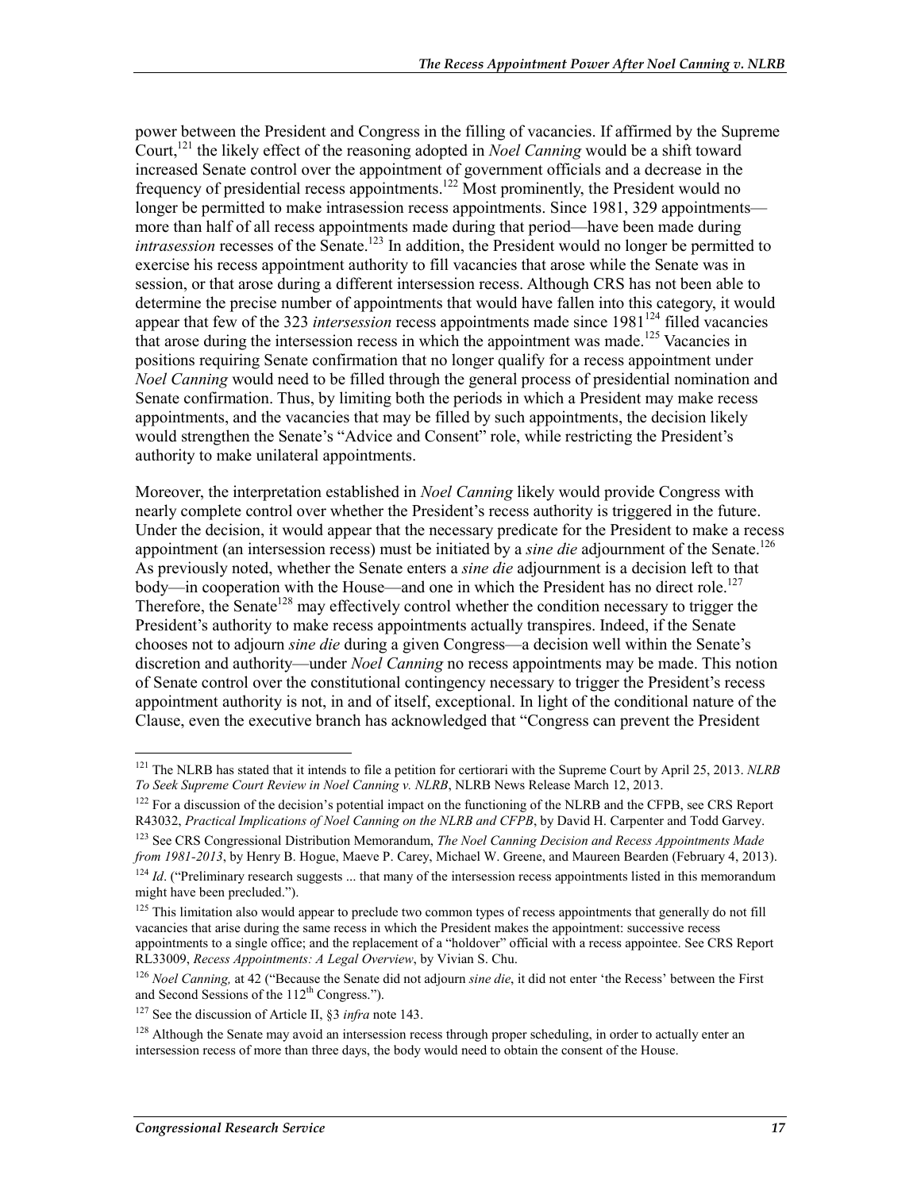power between the President and Congress in the filling of vacancies. If affirmed by the Supreme Court,[121] the likely effect of the reasoning adopted in *Noel Canning* would be a shift toward increased Senate control over the appointment of government officials and a decrease in the frequency of presidential recess appointments.[122] Most prominently, the President would no longer be permitted to make intrasession recess appointments. Since 1981, 329 appointments—more than half of all recess appointments made during that period—have been made during *intrasession* recesses of the Senate.[123] In addition, the President would no longer be permitted to exercise his recess appointment authority to fill vacancies that arose while the Senate was in session, or that arose during a different intersession recess. Although CRS has not been able to determine the precise number of appointments that would have fallen into this category, it would appear that few of the 323 *intersession* recess appointments made since 1981[124] filled vacancies that arose during the intersession recess in which the appointment was made.[125] Vacancies in positions requiring Senate confirmation that no longer qualify for a recess appointment under *Noel Canning* would need to be filled through the general process of presidential nomination and Senate confirmation. Thus, by limiting both the periods in which a President may make recess appointments, and the vacancies that may be filled by such appointments, the decision likely would strengthen the Senate's "Advice and Consent" role, while restricting the President's authority to make unilateral appointments.

Moreover, the interpretation established in *Noel Canning* likely would provide Congress with nearly complete control over whether the President's recess authority is triggered in the future. Under the decision, it would appear that the necessary predicate for the President to make a recess appointment (an intersession recess) must be initiated by a *sine die* adjournment of the Senate.[126] As previously noted, whether the Senate enters a *sine die* adjournment is a decision left to that body—in cooperation with the House—and one in which the President has no direct role.[127] Therefore, the Senate[128] may effectively control whether the condition necessary to trigger the President's authority to make recess appointments actually transpires. Indeed, if the Senate chooses not to adjourn *sine die* during a given Congress—a decision well within the Senate's discretion and authority—under *Noel Canning* no recess appointments may be made. This notion of Senate control over the constitutional contingency necessary to trigger the President's recess appointment authority is not, in and of itself, exceptional. In light of the conditional nature of the Clause, even the executive branch has acknowledged that "Congress can prevent the President

---

[121] The NLRB has stated that it intends to file a petition for certiorari with the Supreme Court by April 25, 2013. *NLRB To Seek Supreme Court Review in Noel Canning v. NLRB*, NLRB News Release March 12, 2013.

[122] For a discussion of the decision's potential impact on the functioning of the NLRB and the CFPB, see CRS Report R43032, *Practical Implications of Noel Canning on the NLRB and CFPB*, by David H. Carpenter and Todd Garvey.

[123] See CRS Congressional Distribution Memorandum, *The Noel Canning Decision and Recess Appointments Made from 1981-2013*, by Henry B. Hogue, Maeve P. Carey, Michael W. Greene, and Maureen Bearden (February 4, 2013).

[124] *Id*. ("Preliminary research suggests ... that many of the intersession recess appointments listed in this memorandum might have been precluded.").

[125] This limitation also would appear to preclude two common types of recess appointments that generally do not fill vacancies that arise during the same recess in which the President makes the appointment: successive recess appointments to a single office; and the replacement of a "holdover" official with a recess appointee. See CRS Report RL33009, *Recess Appointments: A Legal Overview*, by Vivian S. Chu.

[126] *Noel Canning,* at 42 ("Because the Senate did not adjourn *sine die*, it did not enter 'the Recess' between the First and Second Sessions of the 112th Congress.").

[127] See the discussion of Article II, §3 *infra* note 143.

[128] Although the Senate may avoid an intersession recess through proper scheduling, in order to actually enter an intersession recess of more than three days, the body would need to obtain the consent of the House.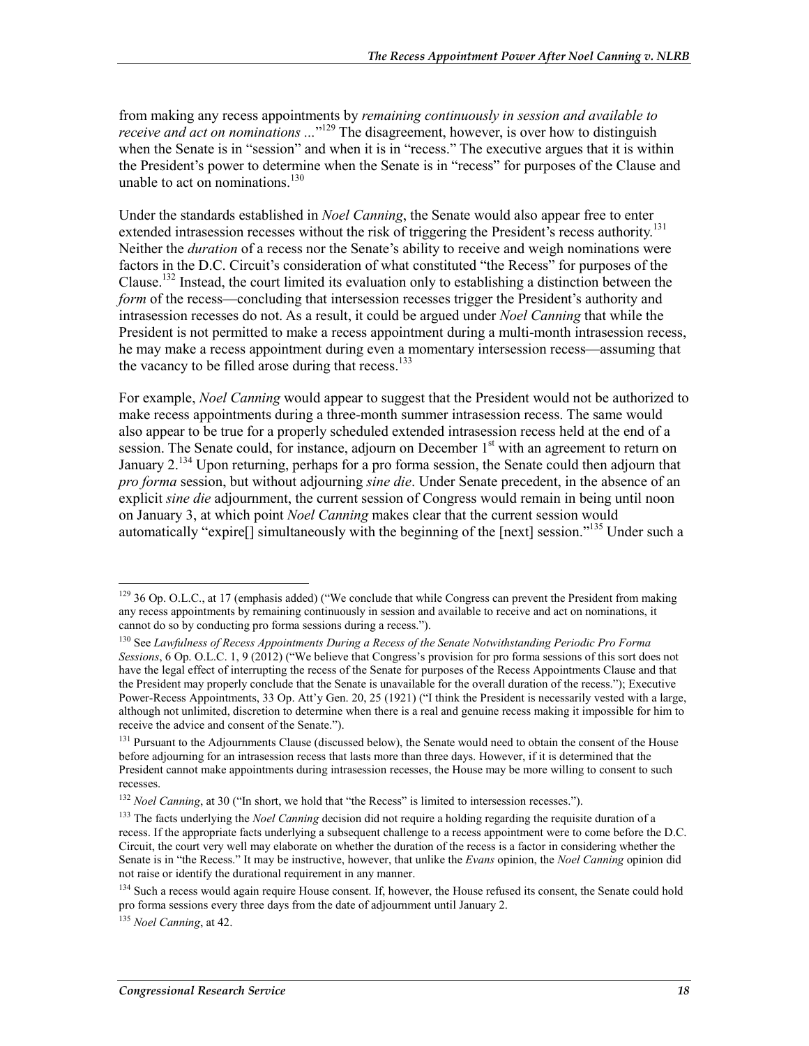from making any recess appointments by *remaining continuously in session and available to receive and act on nominations ...*"[129] The disagreement, however, is over how to distinguish when the Senate is in "session" and when it is in "recess." The executive argues that it is within the President's power to determine when the Senate is in "recess" for purposes of the Clause and unable to act on nominations.[130]

Under the standards established in *Noel Canning*, the Senate would also appear free to enter extended intrasession recesses without the risk of triggering the President's recess authority.[131] Neither the *duration* of a recess nor the Senate's ability to receive and weigh nominations were factors in the D.C. Circuit's consideration of what constituted "the Recess" for purposes of the Clause.[132] Instead, the court limited its evaluation only to establishing a distinction between the *form* of the recess—concluding that intersession recesses trigger the President's authority and intrasession recesses do not. As a result, it could be argued under *Noel Canning* that while the President is not permitted to make a recess appointment during a multi-month intrasession recess, he may make a recess appointment during even a momentary intersession recess—assuming that the vacancy to be filled arose during that recess.[133]

For example, *Noel Canning* would appear to suggest that the President would not be authorized to make recess appointments during a three-month summer intrasession recess. The same would also appear to be true for a properly scheduled extended intrasession recess held at the end of a session. The Senate could, for instance, adjourn on December 1st with an agreement to return on January 2.[134] Upon returning, perhaps for a pro forma session, the Senate could then adjourn that *pro forma* session, but without adjourning *sine die*. Under Senate precedent, in the absence of an explicit *sine die* adjournment, the current session of Congress would remain in being until noon on January 3, at which point *Noel Canning* makes clear that the current session would automatically "expire[] simultaneously with the beginning of the [next] session."[135] Under such a

---

[129] 36 Op. O.L.C., at 17 (emphasis added) ("We conclude that while Congress can prevent the President from making any recess appointments by remaining continuously in session and available to receive and act on nominations, it cannot do so by conducting pro forma sessions during a recess.").

[130] See *Lawfulness of Recess Appointments During a Recess of the Senate Notwithstanding Periodic Pro Forma Sessions*, 6 Op. O.L.C. 1, 9 (2012) ("We believe that Congress's provision for pro forma sessions of this sort does not have the legal effect of interrupting the recess of the Senate for purposes of the Recess Appointments Clause and that the President may properly conclude that the Senate is unavailable for the overall duration of the recess."); Executive Power-Recess Appointments, 33 Op. Att'y Gen. 20, 25 (1921) ("I think the President is necessarily vested with a large, although not unlimited, discretion to determine when there is a real and genuine recess making it impossible for him to receive the advice and consent of the Senate.").

[131] Pursuant to the Adjournments Clause (discussed below), the Senate would need to obtain the consent of the House before adjourning for an intrasession recess that lasts more than three days. However, if it is determined that the President cannot make appointments during intrasession recesses, the House may be more willing to consent to such recesses.

[132] *Noel Canning*, at 30 ("In short, we hold that "the Recess" is limited to intersession recesses.").

[133] The facts underlying the *Noel Canning* decision did not require a holding regarding the requisite duration of a recess. If the appropriate facts underlying a subsequent challenge to a recess appointment were to come before the D.C. Circuit, the court very well may elaborate on whether the duration of the recess is a factor in considering whether the Senate is in "the Recess." It may be instructive, however, that unlike the *Evans* opinion, the *Noel Canning* opinion did not raise or identify the durational requirement in any manner.

[134] Such a recess would again require House consent. If, however, the House refused its consent, the Senate could hold pro forma sessions every three days from the date of adjournment until January 2.

[135] *Noel Canning*, at 42.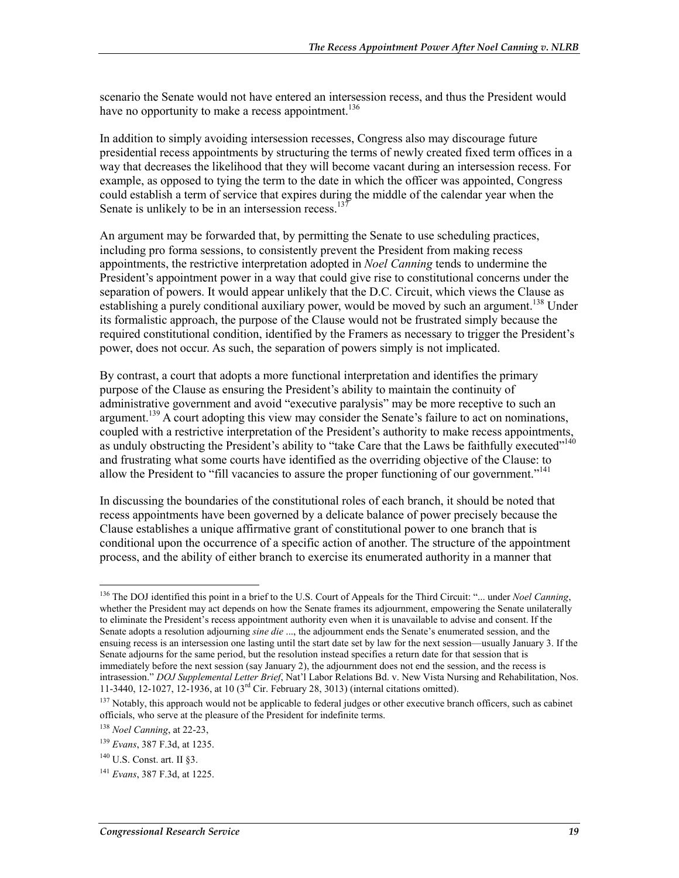scenario the Senate would not have entered an intersession recess, and thus the President would have no opportunity to make a recess appointment.[136]

In addition to simply avoiding intersession recesses, Congress also may discourage future presidential recess appointments by structuring the terms of newly created fixed term offices in a way that decreases the likelihood that they will become vacant during an intersession recess. For example, as opposed to tying the term to the date in which the officer was appointed, Congress could establish a term of service that expires during the middle of the calendar year when the Senate is unlikely to be in an intersession recess.[137]

An argument may be forwarded that, by permitting the Senate to use scheduling practices, including pro forma sessions, to consistently prevent the President from making recess appointments, the restrictive interpretation adopted in *Noel Canning* tends to undermine the President's appointment power in a way that could give rise to constitutional concerns under the separation of powers. It would appear unlikely that the D.C. Circuit, which views the Clause as establishing a purely conditional auxiliary power, would be moved by such an argument.[138] Under its formalistic approach, the purpose of the Clause would not be frustrated simply because the required constitutional condition, identified by the Framers as necessary to trigger the President's power, does not occur. As such, the separation of powers simply is not implicated.

By contrast, a court that adopts a more functional interpretation and identifies the primary purpose of the Clause as ensuring the President's ability to maintain the continuity of administrative government and avoid "executive paralysis" may be more receptive to such an argument.[139] A court adopting this view may consider the Senate's failure to act on nominations, coupled with a restrictive interpretation of the President's authority to make recess appointments, as unduly obstructing the President's ability to "take Care that the Laws be faithfully executed"[140] and frustrating what some courts have identified as the overriding objective of the Clause: to allow the President to "fill vacancies to assure the proper functioning of our government."[141]

In discussing the boundaries of the constitutional roles of each branch, it should be noted that recess appointments have been governed by a delicate balance of power precisely because the Clause establishes a unique affirmative grant of constitutional power to one branch that is conditional upon the occurrence of a specific action of another. The structure of the appointment process, and the ability of either branch to exercise its enumerated authority in a manner that

---

[136] The DOJ identified this point in a brief to the U.S. Court of Appeals for the Third Circuit: "... under *Noel Canning*, whether the President may act depends on how the Senate frames its adjournment, empowering the Senate unilaterally to eliminate the President's recess appointment authority even when it is unavailable to advise and consent. If the Senate adopts a resolution adjourning *sine die* ..., the adjournment ends the Senate's enumerated session, and the ensuing recess is an intersession one lasting until the start date set by law for the next session—usually January 3. If the Senate adjourns for the same period, but the resolution instead specifies a return date for that session that is immediately before the next session (say January 2), the adjournment does not end the session, and the recess is intrasession." *DOJ Supplemental Letter Brief*, Nat'l Labor Relations Bd. v. New Vista Nursing and Rehabilitation, Nos. 11-3440, 12-1027, 12-1936, at 10 (3rd Cir. February 28, 3013) (internal citations omitted).

[137] Notably, this approach would not be applicable to federal judges or other executive branch officers, such as cabinet officials, who serve at the pleasure of the President for indefinite terms.

[138] *Noel Canning*, at 22-23,

[139] *Evans*, 387 F.3d, at 1235.

[140] U.S. Const. art. II §3.

[141] *Evans*, 387 F.3d, at 1225.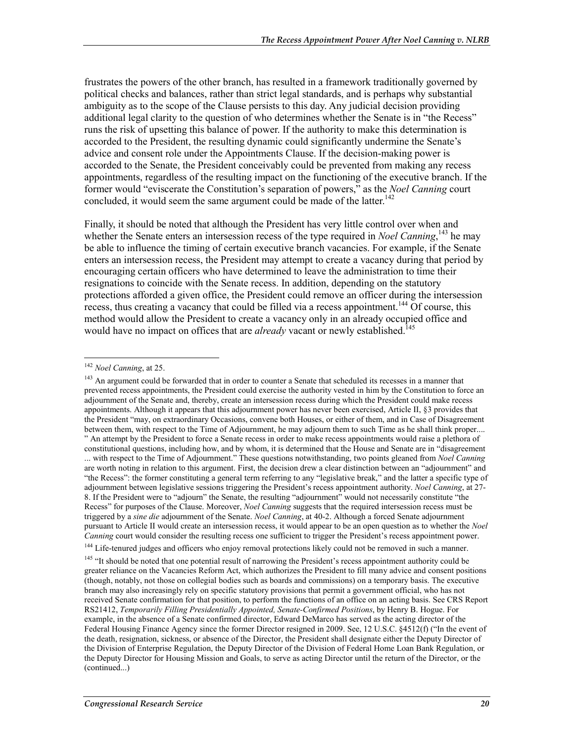frustrates the powers of the other branch, has resulted in a framework traditionally governed by political checks and balances, rather than strict legal standards, and is perhaps why substantial ambiguity as to the scope of the Clause persists to this day. Any judicial decision providing additional legal clarity to the question of who determines whether the Senate is in "the Recess" runs the risk of upsetting this balance of power. If the authority to make this determination is accorded to the President, the resulting dynamic could significantly undermine the Senate's advice and consent role under the Appointments Clause. If the decision-making power is accorded to the Senate, the President conceivably could be prevented from making any recess appointments, regardless of the resulting impact on the functioning of the executive branch. If the former would "eviscerate the Constitution's separation of powers," as the *Noel Canning* court concluded, it would seem the same argument could be made of the latter.[142]

Finally, it should be noted that although the President has very little control over when and whether the Senate enters an intersession recess of the type required in *Noel Canning*,[143] he may be able to influence the timing of certain executive branch vacancies. For example, if the Senate enters an intersession recess, the President may attempt to create a vacancy during that period by encouraging certain officers who have determined to leave the administration to time their resignations to coincide with the Senate recess. In addition, depending on the statutory protections afforded a given office, the President could remove an officer during the intersession recess, thus creating a vacancy that could be filled via a recess appointment.[144] Of course, this method would allow the President to create a vacancy only in an already occupied office and would have no impact on offices that are *already* vacant or newly established.[145]

---

[142] *Noel Canning*, at 25.

[143] An argument could be forwarded that in order to counter a Senate that scheduled its recesses in a manner that prevented recess appointments, the President could exercise the authority vested in him by the Constitution to force an adjournment of the Senate and, thereby, create an intersession recess during which the President could make recess appointments. Although it appears that this adjournment power has never been exercised, Article II, §3 provides that the President "may, on extraordinary Occasions, convene both Houses, or either of them, and in Case of Disagreement between them, with respect to the Time of Adjournment, he may adjourn them to such Time as he shall think proper.... " An attempt by the President to force a Senate recess in order to make recess appointments would raise a plethora of constitutional questions, including how, and by whom, it is determined that the House and Senate are in "disagreement ... with respect to the Time of Adjournment." These questions notwithstanding, two points gleaned from *Noel Canning* are worth noting in relation to this argument. First, the decision drew a clear distinction between an "adjournment" and "the Recess": the former constituting a general term referring to any "legislative break," and the latter a specific type of adjournment between legislative sessions triggering the President's recess appointment authority. *Noel Canning*, at 27-8. If the President were to "adjourn" the Senate, the resulting "adjournment" would not necessarily constitute "the Recess" for purposes of the Clause. Moreover, *Noel Canning* suggests that the required intersession recess must be triggered by a *sine die* adjournment of the Senate. *Noel Canning*, at 40-2. Although a forced Senate adjournment pursuant to Article II would create an intersession recess, it would appear to be an open question as to whether the *Noel Canning* court would consider the resulting recess one sufficient to trigger the President's recess appointment power.

[144] Life-tenured judges and officers who enjoy removal protections likely could not be removed in such a manner.

[145] "It should be noted that one potential result of narrowing the President's recess appointment authority could be greater reliance on the Vacancies Reform Act, which authorizes the President to fill many advice and consent positions (though, notably, not those on collegial bodies such as boards and commissions) on a temporary basis. The executive branch may also increasingly rely on specific statutory provisions that permit a government official, who has not received Senate confirmation for that position, to perform the functions of an office on an acting basis. See CRS Report RS21412, *Temporarily Filling Presidentially Appointed, Senate-Confirmed Positions*, by Henry B. Hogue. For example, in the absence of a Senate confirmed director, Edward DeMarco has served as the acting director of the Federal Housing Finance Agency since the former Director resigned in 2009. See, 12 U.S.C. §4512(f) ("In the event of the death, resignation, sickness, or absence of the Director, the President shall designate either the Deputy Director of the Division of Enterprise Regulation, the Deputy Director of the Division of Federal Home Loan Bank Regulation, or the Deputy Director for Housing Mission and Goals, to serve as acting Director until the return of the Director, or the (continued...)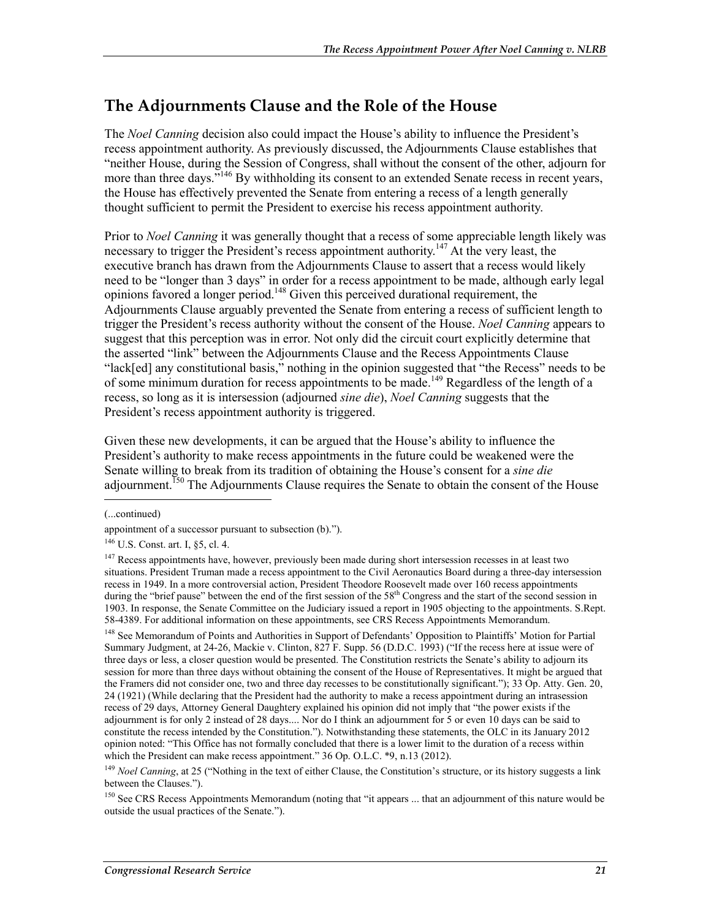## The Adjournments Clause and the Role of the House

The *Noel Canning* decision also could impact the House's ability to influence the President's recess appointment authority. As previously discussed, the Adjournments Clause establishes that "neither House, during the Session of Congress, shall without the consent of the other, adjourn for more than three days."[146] By withholding its consent to an extended Senate recess in recent years, the House has effectively prevented the Senate from entering a recess of a length generally thought sufficient to permit the President to exercise his recess appointment authority.

Prior to *Noel Canning* it was generally thought that a recess of some appreciable length likely was necessary to trigger the President's recess appointment authority.[147] At the very least, the executive branch has drawn from the Adjournments Clause to assert that a recess would likely need to be "longer than 3 days" in order for a recess appointment to be made, although early legal opinions favored a longer period.[148] Given this perceived durational requirement, the Adjournments Clause arguably prevented the Senate from entering a recess of sufficient length to trigger the President's recess authority without the consent of the House. *Noel Canning* appears to suggest that this perception was in error. Not only did the circuit court explicitly determine that the asserted "link" between the Adjournments Clause and the Recess Appointments Clause "lack[ed] any constitutional basis," nothing in the opinion suggested that "the Recess" needs to be of some minimum duration for recess appointments to be made.[149] Regardless of the length of a recess, so long as it is intersession (adjourned *sine die*), *Noel Canning* suggests that the President's recess appointment authority is triggered.

Given these new developments, it can be argued that the House's ability to influence the President's authority to make recess appointments in the future could be weakened were the Senate willing to break from its tradition of obtaining the House's consent for a *sine die* adjournment.[150] The Adjournments Clause requires the Senate to obtain the consent of the House

(...continued)

appointment of a successor pursuant to subsection (b).").

[146] U.S. Const. art. I, §5, cl. 4.

[147] Recess appointments have, however, previously been made during short intersession recesses in at least two situations. President Truman made a recess appointment to the Civil Aeronautics Board during a three-day intersession recess in 1949. In a more controversial action, President Theodore Roosevelt made over 160 recess appointments during the "brief pause" between the end of the first session of the 58th Congress and the start of the second session in 1903. In response, the Senate Committee on the Judiciary issued a report in 1905 objecting to the appointments. S.Rept. 58-4389. For additional information on these appointments, see CRS Recess Appointments Memorandum.

[148] See Memorandum of Points and Authorities in Support of Defendants' Opposition to Plaintiffs' Motion for Partial Summary Judgment, at 24-26, Mackie v. Clinton, 827 F. Supp. 56 (D.D.C. 1993) ("If the recess here at issue were of three days or less, a closer question would be presented. The Constitution restricts the Senate's ability to adjourn its session for more than three days without obtaining the consent of the House of Representatives. It might be argued that the Framers did not consider one, two and three day recesses to be constitutionally significant."); 33 Op. Atty. Gen. 20, 24 (1921) (While declaring that the President had the authority to make a recess appointment during an intrasession recess of 29 days, Attorney General Daughtery explained his opinion did not imply that "the power exists if the adjournment is for only 2 instead of 28 days.... Nor do I think an adjournment for 5 or even 10 days can be said to constitute the recess intended by the Constitution."). Notwithstanding these statements, the OLC in its January 2012 opinion noted: "This Office has not formally concluded that there is a lower limit to the duration of a recess within which the President can make recess appointment." 36 Op. O.L.C. *9, n.13 (2012).

[149] *Noel Canning*, at 25 ("Nothing in the text of either Clause, the Constitution's structure, or its history suggests a link between the Clauses.").

[150] See CRS Recess Appointments Memorandum (noting that "it appears ... that an adjournment of this nature would be outside the usual practices of the Senate.").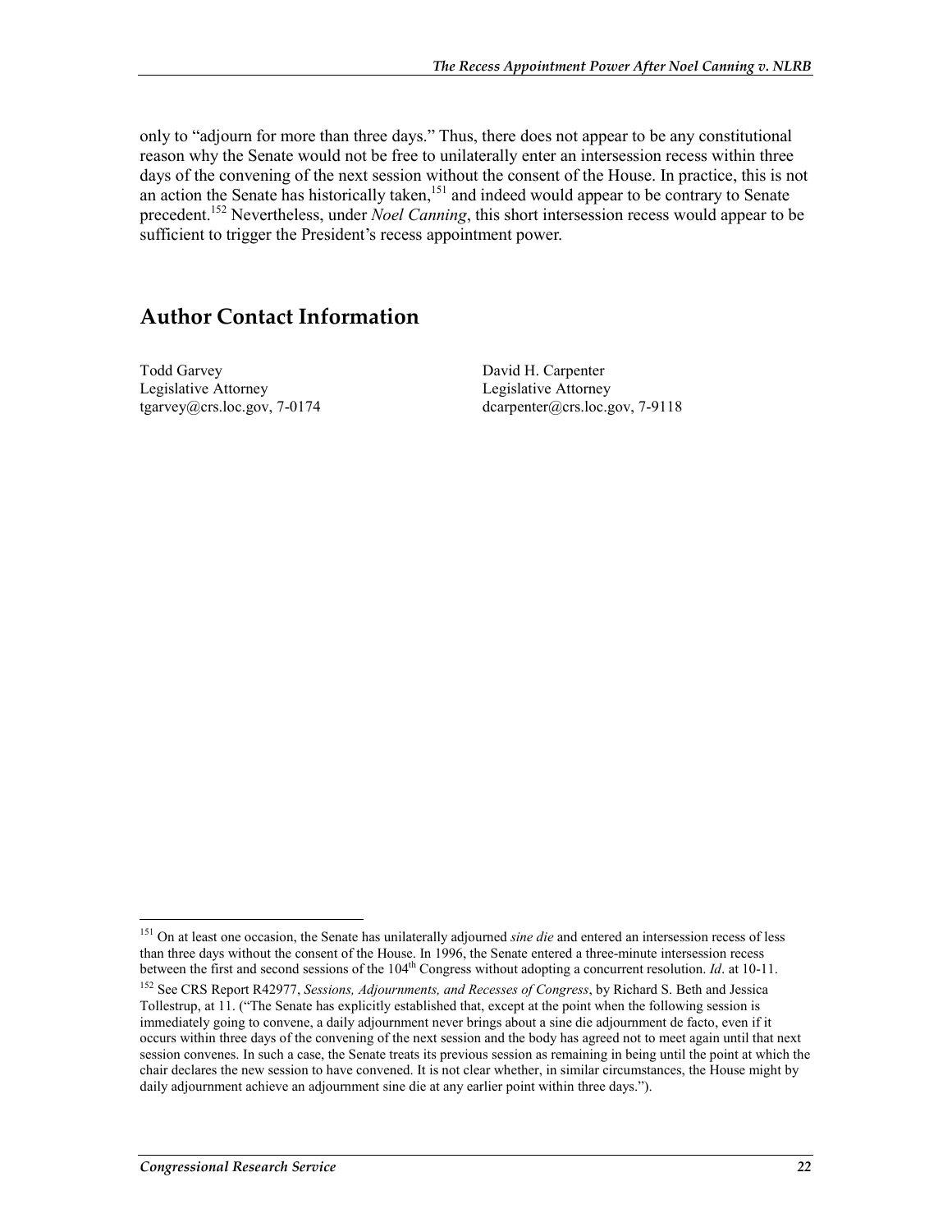only to "adjourn for more than three days." Thus, there does not appear to be any constitutional reason why the Senate would not be free to unilaterally enter an intersession recess within three days of the convening of the next session without the consent of the House. In practice, this is not an action the Senate has historically taken,[151] and indeed would appear to be contrary to Senate precedent.[152] Nevertheless, under *Noel Canning*, this short intersession recess would appear to be sufficient to trigger the President's recess appointment power.

## Author Contact Information

Todd Garvey
Legislative Attorney
tgarvey@crs.loc.gov, 7-0174

David H. Carpenter
Legislative Attorney
dcarpenter@crs.loc.gov, 7-9118

---

[151] On at least one occasion, the Senate has unilaterally adjourned *sine die* and entered an intersession recess of less than three days without the consent of the House. In 1996, the Senate entered a three-minute intersession recess between the first and second sessions of the 104th Congress without adopting a concurrent resolution. *Id*. at 10-11.

[152] See CRS Report R42977, *Sessions, Adjournments, and Recesses of Congress*, by Richard S. Beth and Jessica Tollestrup, at 11. ("The Senate has explicitly established that, except at the point when the following session is immediately going to convene, a daily adjournment never brings about a sine die adjournment de facto, even if it occurs within three days of the convening of the next session and the body has agreed not to meet again until that next session convenes. In such a case, the Senate treats its previous session as remaining in being until the point at which the chair declares the new session to have convened. It is not clear whether, in similar circumstances, the House might by daily adjournment achieve an adjournment sine die at any earlier point within three days.").